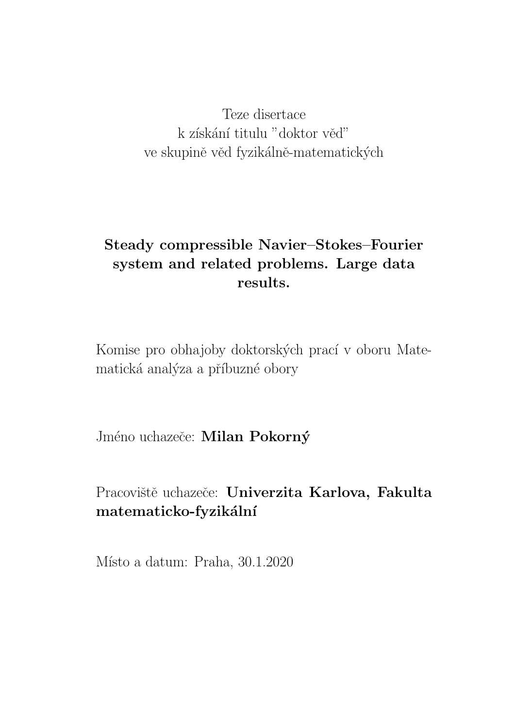Teze disertace
k získání titulu "doktor věd"
ve skupině věd fyzikálně-matematických

# Steady compressible Navier–Stokes–Fourier system and related problems. Large data results.

Komise pro obhajoby doktorských prací v oboru Matematická analýza a příbuzné obory

Jméno uchazeče: **Milan Pokorný**

Pracoviště uchazeče: **Univerzita Karlova, Fakulta matematicko-fyzikální**

Místo a datum: Praha, 30.1.2020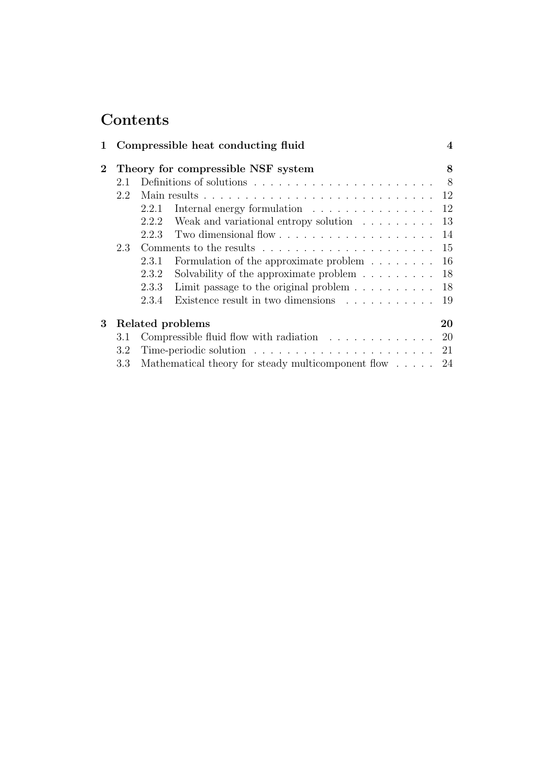# Contents

**1 Compressible heat conducting fluid** — **4**

**2 Theory for compressible NSF system** — **8**

- 2.1 Definitions of solutions — 8
- 2.2 Main results — 12
  - 2.2.1 Internal energy formulation — 12
  - 2.2.2 Weak and variational entropy solution — 13
  - 2.2.3 Two dimensional flow — 14
- 2.3 Comments to the results — 15
  - 2.3.1 Formulation of the approximate problem — 16
  - 2.3.2 Solvability of the approximate problem — 18
  - 2.3.3 Limit passage to the original problem — 18
  - 2.3.4 Existence result in two dimensions — 19

**3 Related problems** — **20**

- 3.1 Compressible fluid flow with radiation — 20
- 3.2 Time-periodic solution — 21
- 3.3 Mathematical theory for steady multicomponent flow — 24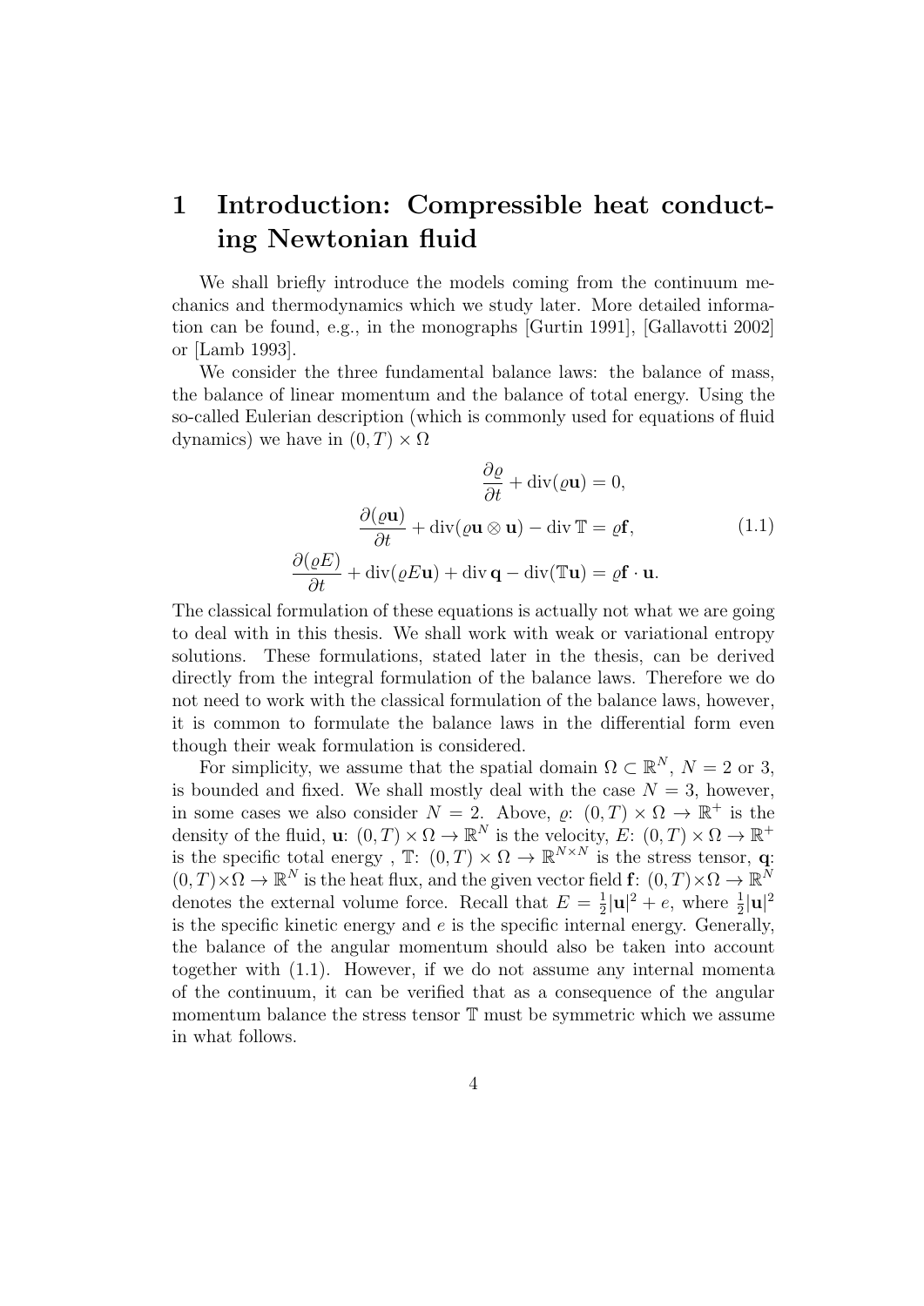# 1 Introduction: Compressible heat conducting Newtonian fluid

We shall briefly introduce the models coming from the continuum mechanics and thermodynamics which we study later. More detailed information can be found, e.g., in the monographs [Gurtin 1991], [Gallavotti 2002] or [Lamb 1993].

We consider the three fundamental balance laws: the balance of mass, the balance of linear momentum and the balance of total energy. Using the so-called Eulerian description (which is commonly used for equations of fluid dynamics) we have in $(0,T) \times \Omega$

$$
\begin{aligned}
\frac{\partial \varrho}{\partial t} + \operatorname{div}(\varrho \mathbf{u}) &= 0, \\
\frac{\partial (\varrho \mathbf{u})}{\partial t} + \operatorname{div}(\varrho \mathbf{u} \otimes \mathbf{u}) - \operatorname{div} \mathbb{T} &= \varrho \mathbf{f}, \\
\frac{\partial (\varrho E)}{\partial t} + \operatorname{div}(\varrho E \mathbf{u}) + \operatorname{div} \mathbf{q} - \operatorname{div}(\mathbb{T}\mathbf{u}) &= \varrho \mathbf{f} \cdot \mathbf{u}.
\end{aligned}
\tag{1.1}
$$

The classical formulation of these equations is actually not what we are going to deal with in this thesis. We shall work with weak or variational entropy solutions. These formulations, stated later in the thesis, can be derived directly from the integral formulation of the balance laws. Therefore we do not need to work with the classical formulation of the balance laws, however, it is common to formulate the balance laws in the differential form even though their weak formulation is considered.

For simplicity, we assume that the spatial domain $\Omega \subset \mathbb{R}^N$, $N = 2$ or 3, is bounded and fixed. We shall mostly deal with the case $N = 3$, however, in some cases we also consider $N = 2$. Above, $\varrho$: $(0,T) \times \Omega \to \mathbb{R}^+$ is the density of the fluid, $\mathbf{u}$: $(0,T) \times \Omega \to \mathbb{R}^N$ is the velocity, $E$: $(0,T) \times \Omega \to \mathbb{R}^+$ is the specific total energy , $\mathbb{T}$: $(0,T) \times \Omega \to \mathbb{R}^{N \times N}$ is the stress tensor, $\mathbf{q}$: $(0,T) \times \Omega \to \mathbb{R}^N$ is the heat flux, and the given vector field $\mathbf{f}$: $(0,T) \times \Omega \to \mathbb{R}^N$ denotes the external volume force. Recall that $E = \frac{1}{2}|\mathbf{u}|^2 + e$, where $\frac{1}{2}|\mathbf{u}|^2$ is the specific kinetic energy and $e$ is the specific internal energy. Generally, the balance of the angular momentum should also be taken into account together with (1.1). However, if we do not assume any internal momenta of the continuum, it can be verified that as a consequence of the angular momentum balance the stress tensor $\mathbb{T}$ must be symmetric which we assume in what follows.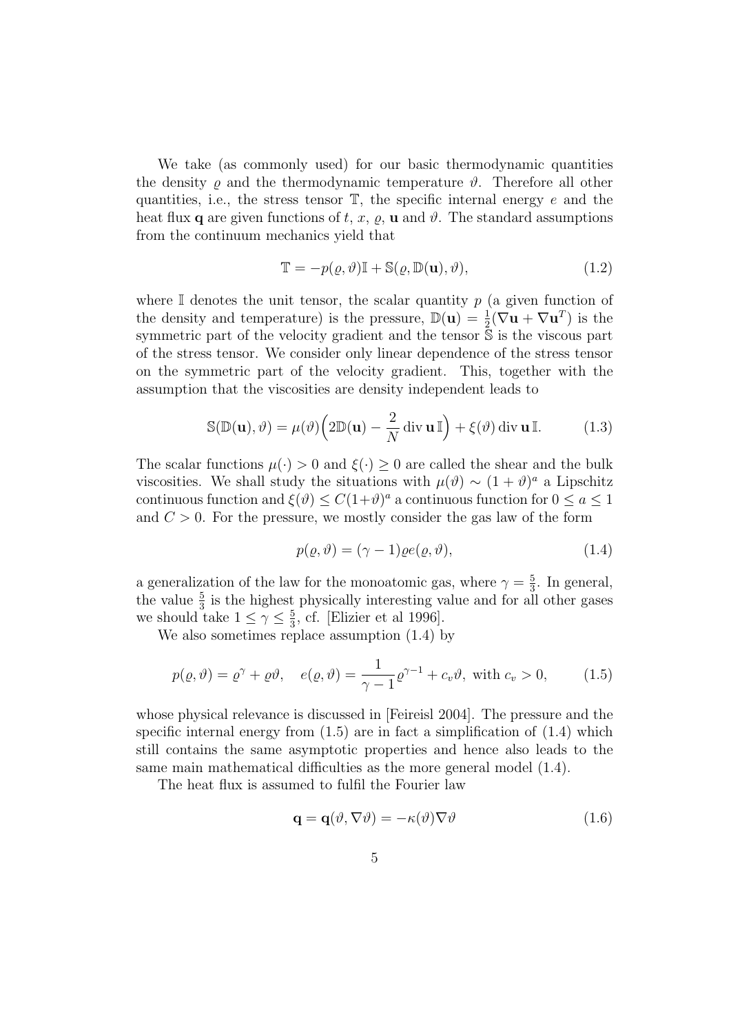We take (as commonly used) for our basic thermodynamic quantities the density $\varrho$ and the thermodynamic temperature $\vartheta$. Therefore all other quantities, i.e., the stress tensor $\mathbb{T}$, the specific internal energy $e$ and the heat flux $\mathbf{q}$ are given functions of $t$, $x$, $\varrho$, $\mathbf{u}$ and $\vartheta$. The standard assumptions from the continuum mechanics yield that

$$\mathbb{T} = -p(\varrho, \vartheta)\mathbb{I} + \mathbb{S}(\varrho, \mathbb{D}(\mathbf{u}), \vartheta), \tag{1.2}$$

where $\mathbb{I}$ denotes the unit tensor, the scalar quantity $p$ (a given function of the density and temperature) is the pressure, $\mathbb{D}(\mathbf{u}) = \frac{1}{2}(\nabla \mathbf{u} + \nabla \mathbf{u}^T)$ is the symmetric part of the velocity gradient and the tensor $\mathbb{S}$ is the viscous part of the stress tensor. We consider only linear dependence of the stress tensor on the symmetric part of the velocity gradient. This, together with the assumption that the viscosities are density independent leads to

$$\mathbb{S}(\mathbb{D}(\mathbf{u}), \vartheta) = \mu(\vartheta)\Big(2\mathbb{D}(\mathbf{u}) - \frac{2}{N} \operatorname{div} \mathbf{u}\, \mathbb{I}\Big) + \xi(\vartheta) \operatorname{div} \mathbf{u}\, \mathbb{I}. \tag{1.3}$$

The scalar functions $\mu(\cdot) > 0$ and $\xi(\cdot) \geq 0$ are called the shear and the bulk viscosities. We shall study the situations with $\mu(\vartheta) \sim (1+\vartheta)^a$ a Lipschitz continuous function and $\xi(\vartheta) \leq C(1+\vartheta)^a$ a continuous function for $0 \leq a \leq 1$ and $C > 0$. For the pressure, we mostly consider the gas law of the form

$$p(\varrho, \vartheta) = (\gamma - 1)\varrho e(\varrho, \vartheta), \tag{1.4}$$

a generalization of the law for the monoatomic gas, where $\gamma = \frac{5}{3}$. In general, the value $\frac{5}{3}$ is the highest physically interesting value and for all other gases we should take $1 \leq \gamma \leq \frac{5}{3}$, cf. [Elizier et al 1996].

We also sometimes replace assumption (1.4) by

$$p(\varrho, \vartheta) = \varrho^\gamma + \varrho\vartheta, \quad e(\varrho, \vartheta) = \frac{1}{\gamma - 1}\varrho^{\gamma-1} + c_v\vartheta, \text{ with } c_v > 0, \tag{1.5}$$

whose physical relevance is discussed in [Feireisl 2004]. The pressure and the specific internal energy from (1.5) are in fact a simplification of (1.4) which still contains the same asymptotic properties and hence also leads to the same main mathematical difficulties as the more general model (1.4).

The heat flux is assumed to fulfil the Fourier law

$$\mathbf{q} = \mathbf{q}(\vartheta, \nabla\vartheta) = -\kappa(\vartheta)\nabla\vartheta \tag{1.6}$$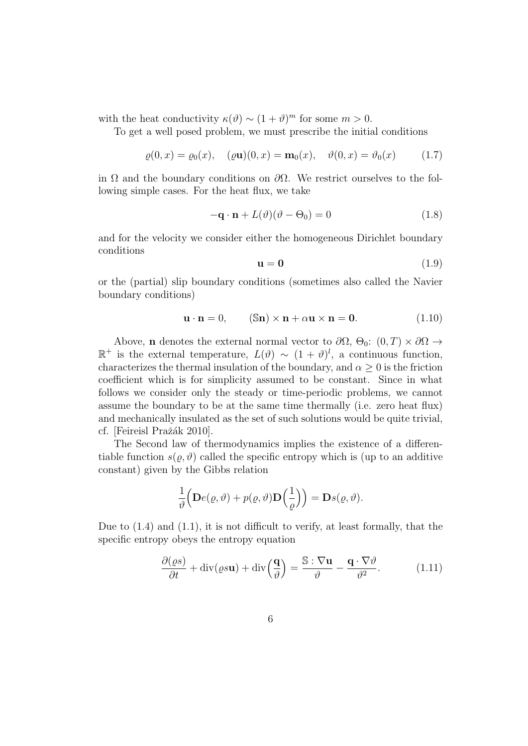with the heat conductivity $\kappa(\vartheta) \sim (1+\vartheta)^m$ for some $m > 0$.

To get a well posed problem, we must prescribe the initial conditions

$$\varrho(0,x) = \varrho_0(x), \quad (\varrho \mathbf{u})(0,x) = \mathbf{m}_0(x), \quad \vartheta(0,x) = \vartheta_0(x) \tag{1.7}$$

in $\Omega$ and the boundary conditions on $\partial\Omega$. We restrict ourselves to the following simple cases. For the heat flux, we take

$$-\mathbf{q}\cdot\mathbf{n} + L(\vartheta)(\vartheta - \Theta_0) = 0 \tag{1.8}$$

and for the velocity we consider either the homogeneous Dirichlet boundary conditions

$$\mathbf{u} = \mathbf{0} \tag{1.9}$$

or the (partial) slip boundary conditions (sometimes also called the Navier boundary conditions)

$$\mathbf{u}\cdot\mathbf{n} = 0, \qquad (\mathbb{S}\mathbf{n})\times\mathbf{n} + \alpha\mathbf{u}\times\mathbf{n} = \mathbf{0}. \tag{1.10}$$

Above, $\mathbf{n}$ denotes the external normal vector to $\partial\Omega$, $\Theta_0$: $(0,T)\times\partial\Omega \to \mathbb{R}^+$ is the external temperature, $L(\vartheta) \sim (1+\vartheta)^l$, a continuous function, characterizes the thermal insulation of the boundary, and $\alpha \geq 0$ is the friction coefficient which is for simplicity assumed to be constant. Since in what follows we consider only the steady or time-periodic problems, we cannot assume the boundary to be at the same time thermally (i.e. zero heat flux) and mechanically insulated as the set of such solutions would be quite trivial, cf. [Feireisl Pražák 2010].

The Second law of thermodynamics implies the existence of a differentiable function $s(\varrho,\vartheta)$ called the specific entropy which is (up to an additive constant) given by the Gibbs relation

$$\frac{1}{\vartheta}\Big(\mathbf{D}e(\varrho,\vartheta) + p(\varrho,\vartheta)\mathbf{D}\Big(\frac{1}{\varrho}\Big)\Big) = \mathbf{D}s(\varrho,\vartheta).$$

Due to (1.4) and (1.1), it is not difficult to verify, at least formally, that the specific entropy obeys the entropy equation

$$\frac{\partial(\varrho s)}{\partial t} + \operatorname{div}(\varrho s\mathbf{u}) + \operatorname{div}\Big(\frac{\mathbf{q}}{\vartheta}\Big) = \frac{\mathbb{S}:\nabla\mathbf{u}}{\vartheta} - \frac{\mathbf{q}\cdot\nabla\vartheta}{\vartheta^2}. \tag{1.11}$$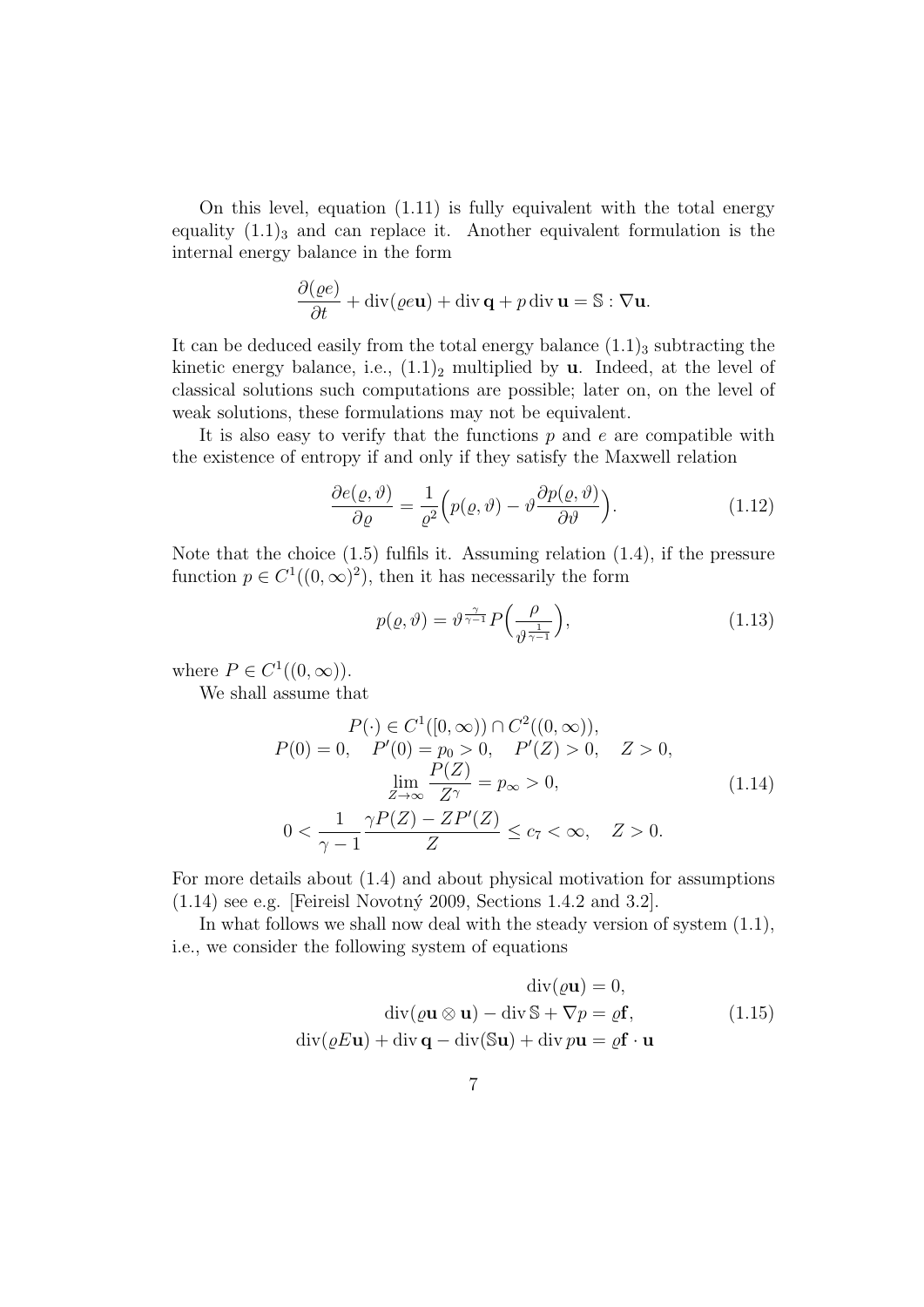On this level, equation (1.11) is fully equivalent with the total energy equality $(1.1)_3$ and can replace it. Another equivalent formulation is the internal energy balance in the form

$$\frac{\partial(\varrho e)}{\partial t} + \operatorname{div}(\varrho e \mathbf{u}) + \operatorname{div} \mathbf{q} + p \operatorname{div} \mathbf{u} = \mathbb{S} : \nabla \mathbf{u}.$$

It can be deduced easily from the total energy balance $(1.1)_3$ subtracting the kinetic energy balance, i.e., $(1.1)_2$ multiplied by $\mathbf{u}$. Indeed, at the level of classical solutions such computations are possible; later on, on the level of weak solutions, these formulations may not be equivalent.

It is also easy to verify that the functions $p$ and $e$ are compatible with the existence of entropy if and only if they satisfy the Maxwell relation

$$\frac{\partial e(\varrho, \vartheta)}{\partial \varrho} = \frac{1}{\varrho^2}\Big(p(\varrho, \vartheta) - \vartheta \frac{\partial p(\varrho, \vartheta)}{\partial \vartheta}\Big). \tag{1.12}$$

Note that the choice (1.5) fulfils it. Assuming relation (1.4), if the pressure function $p \in C^1((0,\infty)^2)$, then it has necessarily the form

$$p(\varrho, \vartheta) = \vartheta^{\frac{\gamma}{\gamma-1}} P\Big(\frac{\rho}{\vartheta^{\frac{1}{\gamma-1}}}\Big), \tag{1.13}$$

where $P \in C^1((0,\infty))$.

We shall assume that

$$\begin{gathered}
P(\cdot) \in C^1([0,\infty)) \cap C^2((0,\infty)), \\
P(0) = 0, \quad P'(0) = p_0 > 0, \quad P'(Z) > 0, \quad Z > 0, \\
\lim_{Z\to\infty} \frac{P(Z)}{Z^\gamma} = p_\infty > 0, \\
0 < \frac{1}{\gamma - 1} \frac{\gamma P(Z) - Z P'(Z)}{Z} \le c_7 < \infty, \quad Z > 0.
\end{gathered} \tag{1.14}$$

For more details about (1.4) and about physical motivation for assumptions (1.14) see e.g. [Feireisl Novotný 2009, Sections 1.4.2 and 3.2].

In what follows we shall now deal with the steady version of system (1.1), i.e., we consider the following system of equations

$$\begin{aligned}
\operatorname{div}(\varrho \mathbf{u}) &= 0, \\
\operatorname{div}(\varrho \mathbf{u} \otimes \mathbf{u}) - \operatorname{div} \mathbb{S} + \nabla p &= \varrho \mathbf{f}, \\
\operatorname{div}(\varrho E \mathbf{u}) + \operatorname{div} \mathbf{q} - \operatorname{div}(\mathbb{S}\mathbf{u}) + \operatorname{div} p \mathbf{u} &= \varrho \mathbf{f} \cdot \mathbf{u}
\end{aligned} \tag{1.15}$$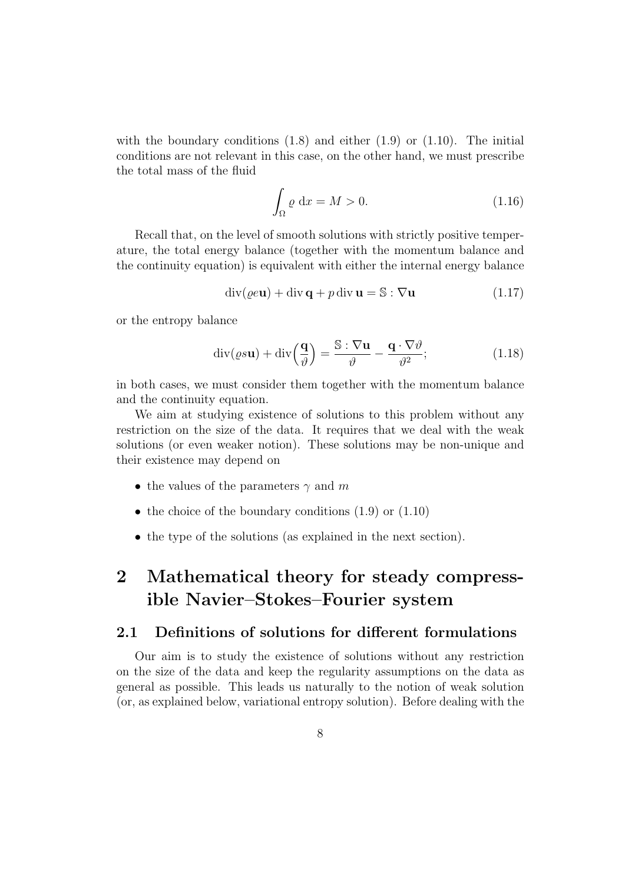with the boundary conditions (1.8) and either (1.9) or (1.10). The initial conditions are not relevant in this case, on the other hand, we must prescribe the total mass of the fluid

$$\int_\Omega \varrho \, \mathrm{d}x = M > 0. \tag{1.16}$$

Recall that, on the level of smooth solutions with strictly positive temperature, the total energy balance (together with the momentum balance and the continuity equation) is equivalent with either the internal energy balance

$$\operatorname{div}(\varrho e \mathbf{u}) + \operatorname{div} \mathbf{q} + p \operatorname{div} \mathbf{u} = \mathbb{S} : \nabla \mathbf{u} \tag{1.17}$$

or the entropy balance

$$\operatorname{div}(\varrho s \mathbf{u}) + \operatorname{div}\Big(\frac{\mathbf{q}}{\vartheta}\Big) = \frac{\mathbb{S} : \nabla \mathbf{u}}{\vartheta} - \frac{\mathbf{q} \cdot \nabla \vartheta}{\vartheta^2}; \tag{1.18}$$

in both cases, we must consider them together with the momentum balance and the continuity equation.

We aim at studying existence of solutions to this problem without any restriction on the size of the data. It requires that we deal with the weak solutions (or even weaker notion). These solutions may be non-unique and their existence may depend on

- the values of the parameters $\gamma$ and $m$
- the choice of the boundary conditions (1.9) or (1.10)
- the type of the solutions (as explained in the next section).

# 2 Mathematical theory for steady compressible Navier–Stokes–Fourier system

## 2.1 Definitions of solutions for different formulations

Our aim is to study the existence of solutions without any restriction on the size of the data and keep the regularity assumptions on the data as general as possible. This leads us naturally to the notion of weak solution (or, as explained below, variational entropy solution). Before dealing with the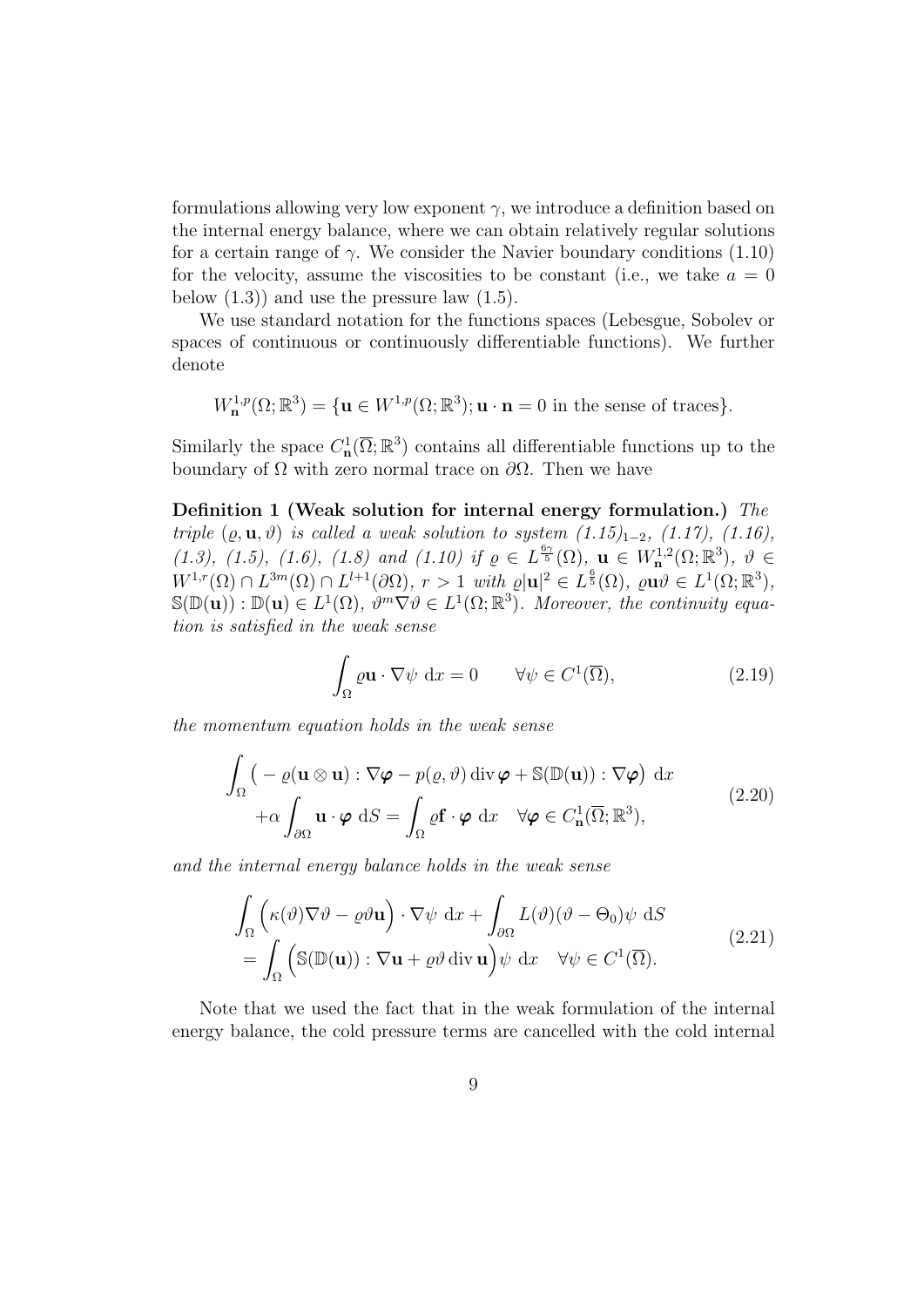formulations allowing very low exponent $\gamma$, we introduce a definition based on the internal energy balance, where we can obtain relatively regular solutions for a certain range of $\gamma$. We consider the Navier boundary conditions (1.10) for the velocity, assume the viscosities to be constant (i.e., we take $a = 0$ below (1.3)) and use the pressure law (1.5).

We use standard notation for the functions spaces (Lebesgue, Sobolev or spaces of continuous or continuously differentiable functions). We further denote

$$W^{1,p}_{\mathbf{n}}(\Omega;\mathbb{R}^3) = \{\mathbf{u} \in W^{1,p}(\Omega;\mathbb{R}^3); \mathbf{u}\cdot\mathbf{n} = 0 \text{ in the sense of traces}\}.$$

Similarly the space $C^1_{\mathbf{n}}(\overline{\Omega};\mathbb{R}^3)$ contains all differentiable functions up to the boundary of $\Omega$ with zero normal trace on $\partial\Omega$. Then we have

**Definition 1 (Weak solution for internal energy formulation.)** *The triple $(\varrho, \mathbf{u}, \vartheta)$ is called a weak solution to system $(1.15)_{1-2}$, (1.17), (1.16), (1.3), (1.5), (1.6), (1.8) and (1.10) if $\varrho \in L^{\frac{6\gamma}{5}}(\Omega)$, $\mathbf{u} \in W^{1,2}_{\mathbf{n}}(\Omega;\mathbb{R}^3)$, $\vartheta \in W^{1,r}(\Omega) \cap L^{3m}(\Omega) \cap L^{l+1}(\partial\Omega)$, $r > 1$ with $\varrho|\mathbf{u}|^2 \in L^{\frac{6}{5}}(\Omega)$, $\varrho\mathbf{u}\vartheta \in L^1(\Omega;\mathbb{R}^3)$, $\mathbb{S}(\mathbb{D}(\mathbf{u})) : \mathbb{D}(\mathbf{u}) \in L^1(\Omega)$, $\vartheta^m \nabla\vartheta \in L^1(\Omega;\mathbb{R}^3)$. Moreover, the continuity equation is satisfied in the weak sense*

$$\int_\Omega \varrho\mathbf{u}\cdot\nabla\psi \;\mathrm{d}x = 0 \qquad \forall \psi \in C^1(\overline{\Omega}), \tag{2.19}$$

*the momentum equation holds in the weak sense*

$$\begin{aligned} \int_\Omega \big( -\varrho(\mathbf{u}\otimes\mathbf{u}) : \nabla\boldsymbol{\varphi} - p(\varrho,\vartheta)\operatorname{div}\boldsymbol{\varphi} + \mathbb{S}(\mathbb{D}(\mathbf{u})) : \nabla\boldsymbol{\varphi}\big) \;\mathrm{d}x \\ +\alpha\int_{\partial\Omega} \mathbf{u}\cdot\boldsymbol{\varphi}\;\mathrm{d}S = \int_\Omega \varrho\mathbf{f}\cdot\boldsymbol{\varphi}\;\mathrm{d}x \quad \forall \boldsymbol{\varphi} \in C^1_{\mathbf{n}}(\overline{\Omega};\mathbb{R}^3), \end{aligned} \tag{2.20}$$

*and the internal energy balance holds in the weak sense*

$$\begin{aligned} &\int_\Omega \Big(\kappa(\vartheta)\nabla\vartheta - \varrho\vartheta\mathbf{u}\Big)\cdot\nabla\psi\;\mathrm{d}x + \int_{\partial\Omega} L(\vartheta)(\vartheta - \Theta_0)\psi\;\mathrm{d}S \\ &= \int_\Omega \Big(\mathbb{S}(\mathbb{D}(\mathbf{u})) : \nabla\mathbf{u} + \varrho\vartheta\operatorname{div}\mathbf{u}\Big)\psi\;\mathrm{d}x \quad \forall \psi \in C^1(\overline{\Omega}). \end{aligned} \tag{2.21}$$

Note that we used the fact that in the weak formulation of the internal energy balance, the cold pressure terms are cancelled with the cold internal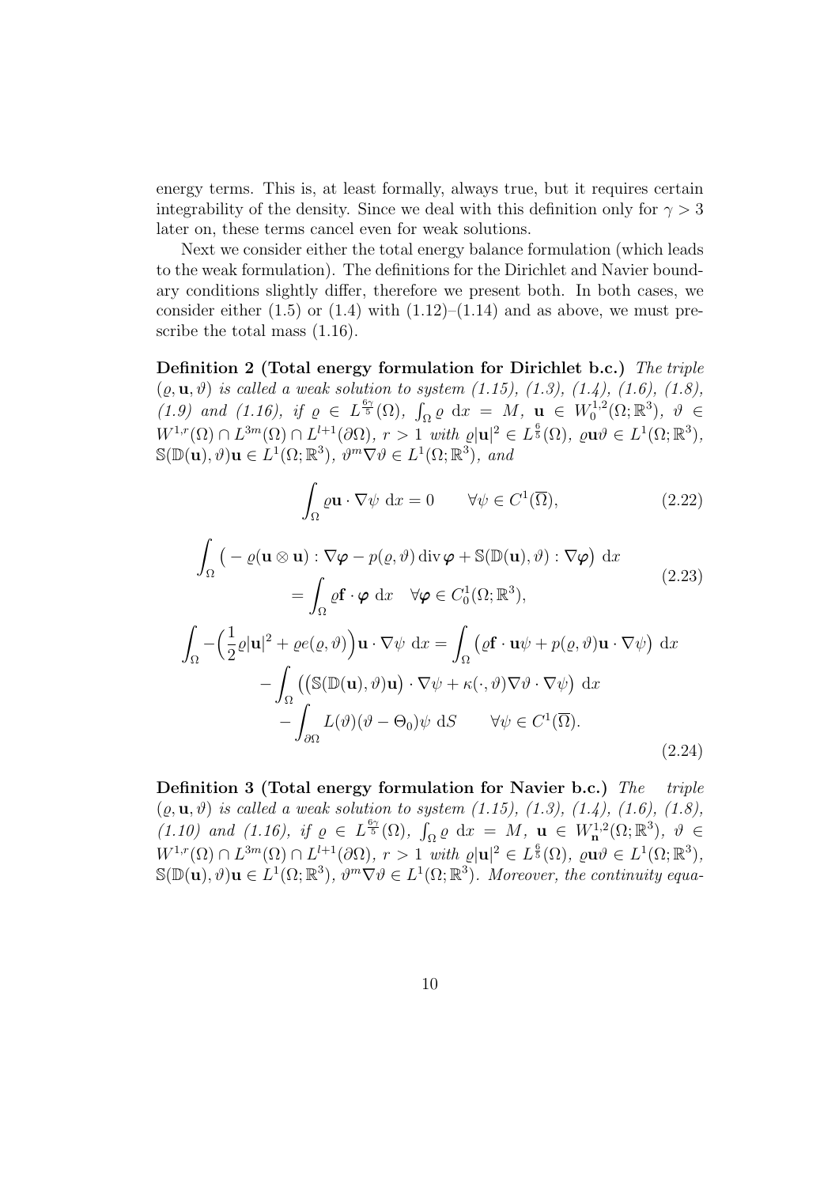energy terms. This is, at least formally, always true, but it requires certain integrability of the density. Since we deal with this definition only for $\gamma > 3$ later on, these terms cancel even for weak solutions.

Next we consider either the total energy balance formulation (which leads to the weak formulation). The definitions for the Dirichlet and Navier boundary conditions slightly differ, therefore we present both. In both cases, we consider either (1.5) or (1.4) with (1.12)–(1.14) and as above, we must prescribe the total mass (1.16).

**Definition 2 (Total energy formulation for Dirichlet b.c.)** *The triple $(\varrho, \mathbf{u}, \vartheta)$ is called a weak solution to system (1.15), (1.3), (1.4), (1.6), (1.8), (1.9) and (1.16), if $\varrho \in L^{\frac{6\gamma}{5}}(\Omega)$, $\int_\Omega \varrho \, \mathrm{d}x = M$, $\mathbf{u} \in W_0^{1,2}(\Omega; \mathbb{R}^3)$, $\vartheta \in W^{1,r}(\Omega) \cap L^{3m}(\Omega) \cap L^{l+1}(\partial\Omega)$, $r > 1$ with $\varrho|\mathbf{u}|^2 \in L^{\frac{6}{5}}(\Omega)$, $\varrho\mathbf{u}\vartheta \in L^1(\Omega; \mathbb{R}^3)$, $\mathbb{S}(\mathbb{D}(\mathbf{u}), \vartheta)\mathbf{u} \in L^1(\Omega; \mathbb{R}^3)$, $\vartheta^m \nabla\vartheta \in L^1(\Omega; \mathbb{R}^3)$, and*

$$\int_\Omega \varrho\mathbf{u} \cdot \nabla\psi \, \mathrm{d}x = 0 \qquad \forall \psi \in C^1(\overline{\Omega}), \tag{2.22}$$

$$\begin{aligned} \int_\Omega \big( -\varrho(\mathbf{u} \otimes \mathbf{u}) : \nabla\boldsymbol{\varphi} - p(\varrho, \vartheta) \operatorname{div} \boldsymbol{\varphi} + \mathbb{S}(\mathbb{D}(\mathbf{u}), \vartheta) : \nabla\boldsymbol{\varphi} \big) \, \mathrm{d}x \\ = \int_\Omega \varrho\mathbf{f} \cdot \boldsymbol{\varphi} \, \mathrm{d}x \quad \forall \boldsymbol{\varphi} \in C_0^1(\Omega; \mathbb{R}^3), \end{aligned} \tag{2.23}$$

$$\begin{aligned} \int_\Omega -\Big( \frac{1}{2}\varrho|\mathbf{u}|^2 + \varrho e(\varrho, \vartheta) \Big) \mathbf{u} \cdot \nabla\psi \, \mathrm{d}x &= \int_\Omega \big( \varrho\mathbf{f} \cdot \mathbf{u}\psi + p(\varrho, \vartheta)\mathbf{u} \cdot \nabla\psi \big) \, \mathrm{d}x \\ &- \int_\Omega \big( \big(\mathbb{S}(\mathbb{D}(\mathbf{u}), \vartheta)\mathbf{u}\big) \cdot \nabla\psi + \kappa(\cdot, \vartheta)\nabla\vartheta \cdot \nabla\psi \big) \, \mathrm{d}x \\ &- \int_{\partial\Omega} L(\vartheta)(\vartheta - \Theta_0)\psi \, \mathrm{d}S \qquad \forall \psi \in C^1(\overline{\Omega}). \end{aligned} \tag{2.24}$$

**Definition 3 (Total energy formulation for Navier b.c.)** *The triple $(\varrho, \mathbf{u}, \vartheta)$ is called a weak solution to system (1.15), (1.3), (1.4), (1.6), (1.8), (1.10) and (1.16), if $\varrho \in L^{\frac{6\gamma}{5}}(\Omega)$, $\int_\Omega \varrho \, \mathrm{d}x = M$, $\mathbf{u} \in W_{\mathbf{n}}^{1,2}(\Omega; \mathbb{R}^3)$, $\vartheta \in W^{1,r}(\Omega) \cap L^{3m}(\Omega) \cap L^{l+1}(\partial\Omega)$, $r > 1$ with $\varrho|\mathbf{u}|^2 \in L^{\frac{6}{5}}(\Omega)$, $\varrho\mathbf{u}\vartheta \in L^1(\Omega; \mathbb{R}^3)$, $\mathbb{S}(\mathbb{D}(\mathbf{u}), \vartheta)\mathbf{u} \in L^1(\Omega; \mathbb{R}^3)$, $\vartheta^m \nabla\vartheta \in L^1(\Omega; \mathbb{R}^3)$. Moreover, the continuity equa-*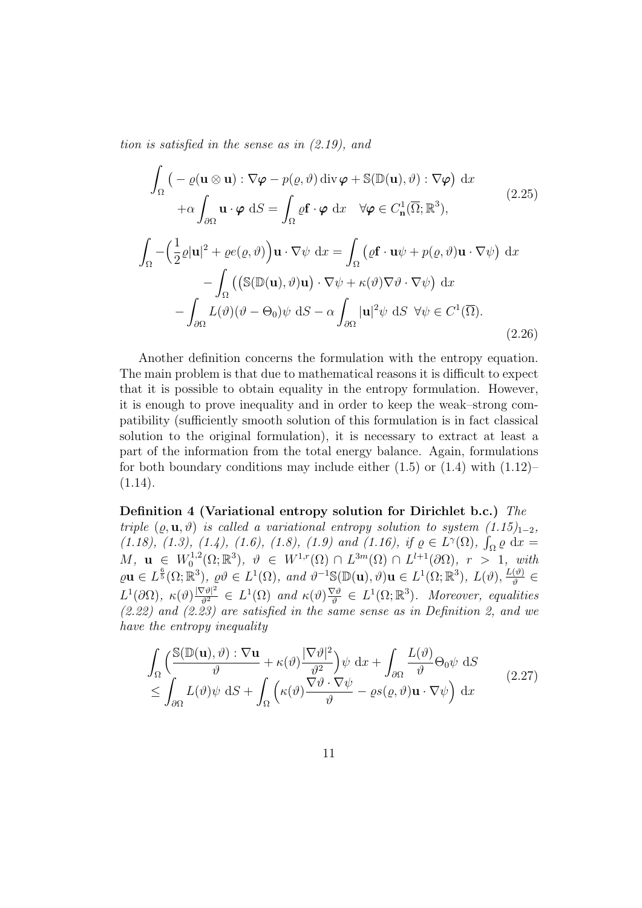*tion is satisfied in the sense as in (2.19), and*

$$
\begin{aligned}
\int_\Omega \big( -\varrho(\mathbf{u}\otimes\mathbf{u}) : \nabla\boldsymbol{\varphi} - p(\varrho,\vartheta)\operatorname{div}\boldsymbol{\varphi} + \mathbb{S}(\mathbb{D}(\mathbf{u}),\vartheta) : \nabla\boldsymbol{\varphi}\big)\ \mathrm{d}x \\
+\alpha \int_{\partial\Omega} \mathbf{u}\cdot\boldsymbol{\varphi}\ \mathrm{d}S = \int_\Omega \varrho\mathbf{f}\cdot\boldsymbol{\varphi}\ \mathrm{d}x \quad \forall \boldsymbol{\varphi}\in C^1_{\mathbf{n}}(\overline{\Omega};\mathbb{R}^3),
\end{aligned}
\tag{2.25}
$$

$$
\begin{aligned}
\int_\Omega -\Big(\frac{1}{2}\varrho|\mathbf{u}|^2 + \varrho e(\varrho,\vartheta)\Big)\mathbf{u}\cdot\nabla\psi\ \mathrm{d}x = \int_\Omega \big(\varrho\mathbf{f}\cdot\mathbf{u}\psi + p(\varrho,\vartheta)\mathbf{u}\cdot\nabla\psi\big)\ \mathrm{d}x \\
- \int_\Omega \big(\big(\mathbb{S}(\mathbb{D}(\mathbf{u}),\vartheta)\mathbf{u}\big)\cdot\nabla\psi + \kappa(\vartheta)\nabla\vartheta\cdot\nabla\psi\big)\ \mathrm{d}x \\
- \int_{\partial\Omega} L(\vartheta)(\vartheta-\Theta_0)\psi\ \mathrm{d}S - \alpha\int_{\partial\Omega}|\mathbf{u}|^2\psi\ \mathrm{d}S \ \ \forall\psi\in C^1(\overline{\Omega}).
\end{aligned}
\tag{2.26}
$$

Another definition concerns the formulation with the entropy equation. The main problem is that due to mathematical reasons it is difficult to expect that it is possible to obtain equality in the entropy formulation. However, it is enough to prove inequality and in order to keep the weak–strong compatibility (sufficiently smooth solution of this formulation is in fact classical solution to the original formulation), it is necessary to extract at least a part of the information from the total energy balance. Again, formulations for both boundary conditions may include either (1.5) or (1.4) with (1.12)–(1.14).

**Definition 4 (Variational entropy solution for Dirichlet b.c.)** *The triple $(\varrho,\mathbf{u},\vartheta)$ is called a variational entropy solution to system $(1.15)_{1-2}$, (1.18), (1.3), (1.4), (1.6), (1.8), (1.9) and (1.16), if $\varrho\in L^\gamma(\Omega)$, $\int_\Omega \varrho\ \mathrm{d}x = M$, $\mathbf{u}\in W^{1,2}_0(\Omega;\mathbb{R}^3)$, $\vartheta\in W^{1,r}(\Omega)\cap L^{3m}(\Omega)\cap L^{l+1}(\partial\Omega)$, $r>1$, with $\varrho\mathbf{u}\in L^{\frac{6}{5}}(\Omega;\mathbb{R}^3)$, $\varrho\vartheta\in L^1(\Omega)$, and $\vartheta^{-1}\mathbb{S}(\mathbb{D}(\mathbf{u}),\vartheta)\mathbf{u}\in L^1(\Omega;\mathbb{R}^3)$, $L(\vartheta), \frac{L(\vartheta)}{\vartheta}\in L^1(\partial\Omega)$, $\kappa(\vartheta)\frac{|\nabla\vartheta|^2}{\vartheta^2}\in L^1(\Omega)$ and $\kappa(\vartheta)\frac{\nabla\vartheta}{\vartheta}\in L^1(\Omega;\mathbb{R}^3)$. Moreover, equalities (2.22) and (2.23) are satisfied in the same sense as in Definition 2, and we have the entropy inequality*

$$
\begin{aligned}
\int_\Omega \Big(\frac{\mathbb{S}(\mathbb{D}(\mathbf{u}),\vartheta):\nabla\mathbf{u}}{\vartheta} + \kappa(\vartheta)\frac{|\nabla\vartheta|^2}{\vartheta^2}\Big)\psi\ \mathrm{d}x + \int_{\partial\Omega}\frac{L(\vartheta)}{\vartheta}\Theta_0\psi\ \mathrm{d}S \\
\le \int_{\partial\Omega} L(\vartheta)\psi\ \mathrm{d}S + \int_\Omega \Big(\kappa(\vartheta)\frac{\nabla\vartheta\cdot\nabla\psi}{\vartheta} - \varrho s(\varrho,\vartheta)\mathbf{u}\cdot\nabla\psi\Big)\ \mathrm{d}x
\end{aligned}
\tag{2.27}
$$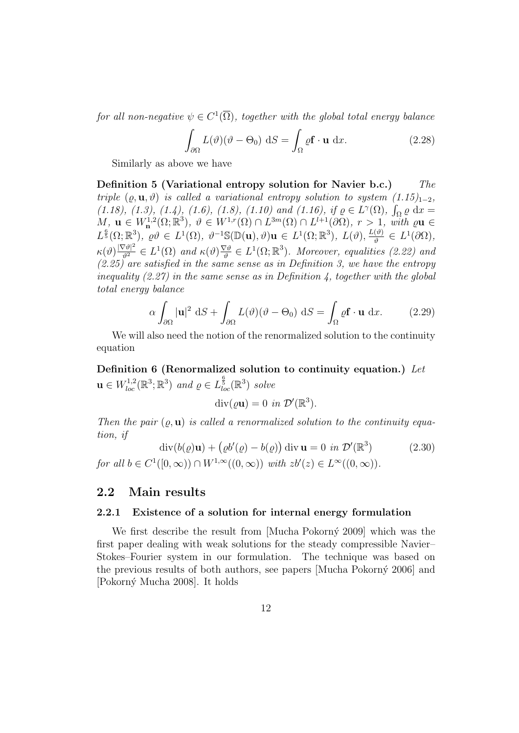*for all non-negative $\psi \in C^1(\overline{\Omega})$, together with the global total energy balance*

$$\int_{\partial\Omega} L(\vartheta)(\vartheta - \Theta_0) \, \mathrm{d}S = \int_\Omega \varrho \mathbf{f} \cdot \mathbf{u} \, \mathrm{d}x. \tag{2.28}$$

Similarly as above we have

**Definition 5 (Variational entropy solution for Navier b.c.)** *The triple $(\varrho, \mathbf{u}, \vartheta)$ is called a variational entropy solution to system $(1.15)_{1-2}$, (1.18), (1.3), (1.4), (1.6), (1.8), (1.10) and (1.16), if $\varrho \in L^\gamma(\Omega)$, $\int_\Omega \varrho \, \mathrm{d}x = M$, $\mathbf{u} \in W^{1,2}_{\mathbf{n}}(\Omega;\mathbb{R}^3)$, $\vartheta \in W^{1,r}(\Omega) \cap L^{3m}(\Omega) \cap L^{l+1}(\partial\Omega)$, $r > 1$, with $\varrho\mathbf{u} \in L^{\frac{6}{5}}(\Omega;\mathbb{R}^3)$, $\varrho\vartheta \in L^1(\Omega)$, $\vartheta^{-1}\mathbb{S}(\mathbb{D}(\mathbf{u}),\vartheta)\mathbf{u} \in L^1(\Omega;\mathbb{R}^3)$, $L(\vartheta), \frac{L(\vartheta)}{\vartheta} \in L^1(\partial\Omega)$, $\kappa(\vartheta)\frac{|\nabla\vartheta|^2}{\vartheta^2} \in L^1(\Omega)$ and $\kappa(\vartheta)\frac{\nabla\vartheta}{\vartheta} \in L^1(\Omega;\mathbb{R}^3)$. Moreover, equalities (2.22) and (2.25) are satisfied in the same sense as in Definition 3, we have the entropy inequality (2.27) in the same sense as in Definition 4, together with the global total energy balance*

$$\alpha \int_{\partial\Omega} |\mathbf{u}|^2 \, \mathrm{d}S + \int_{\partial\Omega} L(\vartheta)(\vartheta - \Theta_0) \, \mathrm{d}S = \int_\Omega \varrho \mathbf{f} \cdot \mathbf{u} \, \mathrm{d}x. \tag{2.29}$$

We will also need the notion of the renormalized solution to the continuity equation

**Definition 6 (Renormalized solution to continuity equation.)** *Let $\mathbf{u} \in W^{1,2}_{loc}(\mathbb{R}^3;\mathbb{R}^3)$ and $\varrho \in L^{\frac{6}{5}}_{loc}(\mathbb{R}^3)$ solve*

$$\operatorname{div}(\varrho\mathbf{u}) = 0 \text{ in } \mathcal{D}'(\mathbb{R}^3).$$

*Then the pair $(\varrho, \mathbf{u})$ is called a renormalized solution to the continuity equation, if*

$$\operatorname{div}(b(\varrho)\mathbf{u}) + \big(\varrho b'(\varrho) - b(\varrho)\big) \operatorname{div} \mathbf{u} = 0 \text{ in } \mathcal{D}'(\mathbb{R}^3) \tag{2.30}$$

*for all $b \in C^1([0,\infty)) \cap W^{1,\infty}((0,\infty))$ with $zb'(z) \in L^\infty((0,\infty))$.*

## 2.2 Main results

### 2.2.1 Existence of a solution for internal energy formulation

We first describe the result from [Mucha Pokorný 2009] which was the first paper dealing with weak solutions for the steady compressible Navier–Stokes–Fourier system in our formulation. The technique was based on the previous results of both authors, see papers [Mucha Pokorný 2006] and [Pokorný Mucha 2008]. It holds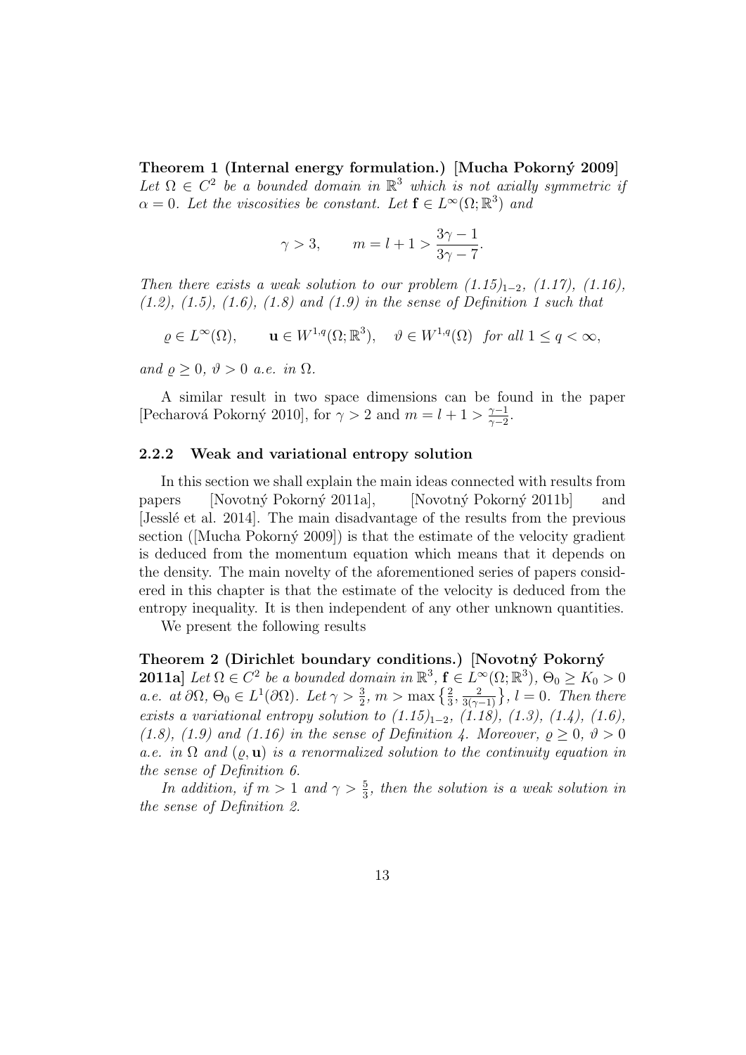**Theorem 1 (Internal energy formulation.) [Mucha Pokorný 2009]** *Let $\Omega \in C^2$ be a bounded domain in $\mathbb{R}^3$ which is not axially symmetric if $\alpha = 0$. Let the viscosities be constant. Let $\mathbf{f} \in L^\infty(\Omega; \mathbb{R}^3)$ and*

$$\gamma > 3, \qquad m = l + 1 > \frac{3\gamma - 1}{3\gamma - 7}.$$

*Then there exists a weak solution to our problem $(1.15)_{1-2}$, (1.17), (1.16), (1.2), (1.5), (1.6), (1.8) and (1.9) in the sense of Definition 1 such that*

$$\varrho \in L^\infty(\Omega), \qquad \mathbf{u} \in W^{1,q}(\Omega; \mathbb{R}^3), \quad \vartheta \in W^{1,q}(\Omega) \ \ \textit{for all } 1 \le q < \infty,$$

*and $\varrho \ge 0$, $\vartheta > 0$ a.e. in $\Omega$.*

A similar result in two space dimensions can be found in the paper [Pecharová Pokorný 2010], for $\gamma > 2$ and $m = l + 1 > \frac{\gamma - 1}{\gamma - 2}$.

### 2.2.2 Weak and variational entropy solution

In this section we shall explain the main ideas connected with results from papers [Novotný Pokorný 2011a], [Novotný Pokorný 2011b] and [Jesslé et al. 2014]. The main disadvantage of the results from the previous section ([Mucha Pokorný 2009]) is that the estimate of the velocity gradient is deduced from the momentum equation which means that it depends on the density. The main novelty of the aforementioned series of papers considered in this chapter is that the estimate of the velocity is deduced from the entropy inequality. It is then independent of any other unknown quantities.

We present the following results

**Theorem 2 (Dirichlet boundary conditions.) [Novotný Pokorný 2011a]** *Let $\Omega \in C^2$ be a bounded domain in $\mathbb{R}^3$, $\mathbf{f} \in L^\infty(\Omega; \mathbb{R}^3)$, $\Theta_0 \ge K_0 > 0$ a.e. at $\partial\Omega$, $\Theta_0 \in L^1(\partial\Omega)$. Let $\gamma > \frac{3}{2}$, $m > \max\left\{\frac{2}{3}, \frac{2}{3(\gamma - 1)}\right\}$, $l = 0$. Then there exists a variational entropy solution to $(1.15)_{1-2}$, (1.18), (1.3), (1.4), (1.6), (1.8), (1.9) and (1.16) in the sense of Definition 4. Moreover, $\varrho \ge 0$, $\vartheta > 0$ a.e. in $\Omega$ and $(\varrho, \mathbf{u})$ is a renormalized solution to the continuity equation in the sense of Definition 6.*

*In addition, if $m > 1$ and $\gamma > \frac{5}{3}$, then the solution is a weak solution in the sense of Definition 2.*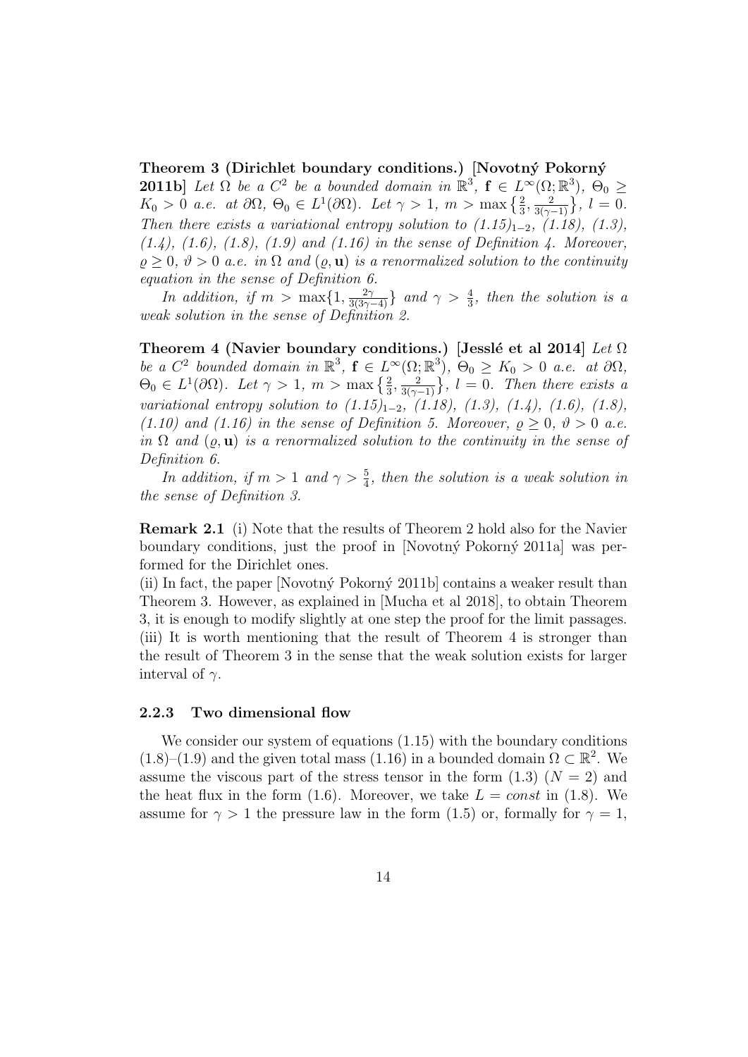**Theorem 3 (Dirichlet boundary conditions.) [Novotný Pokorný 2011b]** *Let $\Omega$ be a $C^2$ be a bounded domain in $\mathbb{R}^3$, $\mathbf{f} \in L^\infty(\Omega;\mathbb{R}^3)$, $\Theta_0 \geq K_0 > 0$ a.e. at $\partial\Omega$, $\Theta_0 \in L^1(\partial\Omega)$. Let $\gamma > 1$, $m > \max\big\{\frac{2}{3}, \frac{2}{3(\gamma-1)}\big\}$, $l = 0$. Then there exists a variational entropy solution to $(1.15)_{1-2}$, (1.18), (1.3), (1.4), (1.6), (1.8), (1.9) and (1.16) in the sense of Definition 4. Moreover, $\varrho \geq 0$, $\vartheta > 0$ a.e. in $\Omega$ and $(\varrho, \mathbf{u})$ is a renormalized solution to the continuity equation in the sense of Definition 6.*

*In addition, if $m > \max\{1, \frac{2\gamma}{3(3\gamma-4)}\}$ and $\gamma > \frac{4}{3}$, then the solution is a weak solution in the sense of Definition 2.*

**Theorem 4 (Navier boundary conditions.) [Jesslé et al 2014]** *Let $\Omega$ be a $C^2$ bounded domain in $\mathbb{R}^3$, $\mathbf{f} \in L^\infty(\Omega;\mathbb{R}^3)$, $\Theta_0 \geq K_0 > 0$ a.e. at $\partial\Omega$, $\Theta_0 \in L^1(\partial\Omega)$. Let $\gamma > 1$, $m > \max\big\{\frac{2}{3}, \frac{2}{3(\gamma-1)}\big\}$, $l = 0$. Then there exists a variational entropy solution to $(1.15)_{1-2}$, (1.18), (1.3), (1.4), (1.6), (1.8), (1.10) and (1.16) in the sense of Definition 5. Moreover, $\varrho \geq 0$, $\vartheta > 0$ a.e. in $\Omega$ and $(\varrho, \mathbf{u})$ is a renormalized solution to the continuity in the sense of Definition 6.*

*In addition, if $m > 1$ and $\gamma > \frac{5}{4}$, then the solution is a weak solution in the sense of Definition 3.*

**Remark 2.1** (i) Note that the results of Theorem 2 hold also for the Navier boundary conditions, just the proof in [Novotný Pokorný 2011a] was performed for the Dirichlet ones.
(ii) In fact, the paper [Novotný Pokorný 2011b] contains a weaker result than Theorem 3. However, as explained in [Mucha et al 2018], to obtain Theorem 3, it is enough to modify slightly at one step the proof for the limit passages.
(iii) It is worth mentioning that the result of Theorem 4 is stronger than the result of Theorem 3 in the sense that the weak solution exists for larger interval of $\gamma$.

### 2.2.3 Two dimensional flow

We consider our system of equations (1.15) with the boundary conditions (1.8)–(1.9) and the given total mass (1.16) in a bounded domain $\Omega \subset \mathbb{R}^2$. We assume the viscous part of the stress tensor in the form (1.3) ($N = 2$) and the heat flux in the form (1.6). Moreover, we take $L = const$ in (1.8). We assume for $\gamma > 1$ the pressure law in the form (1.5) or, formally for $\gamma = 1$,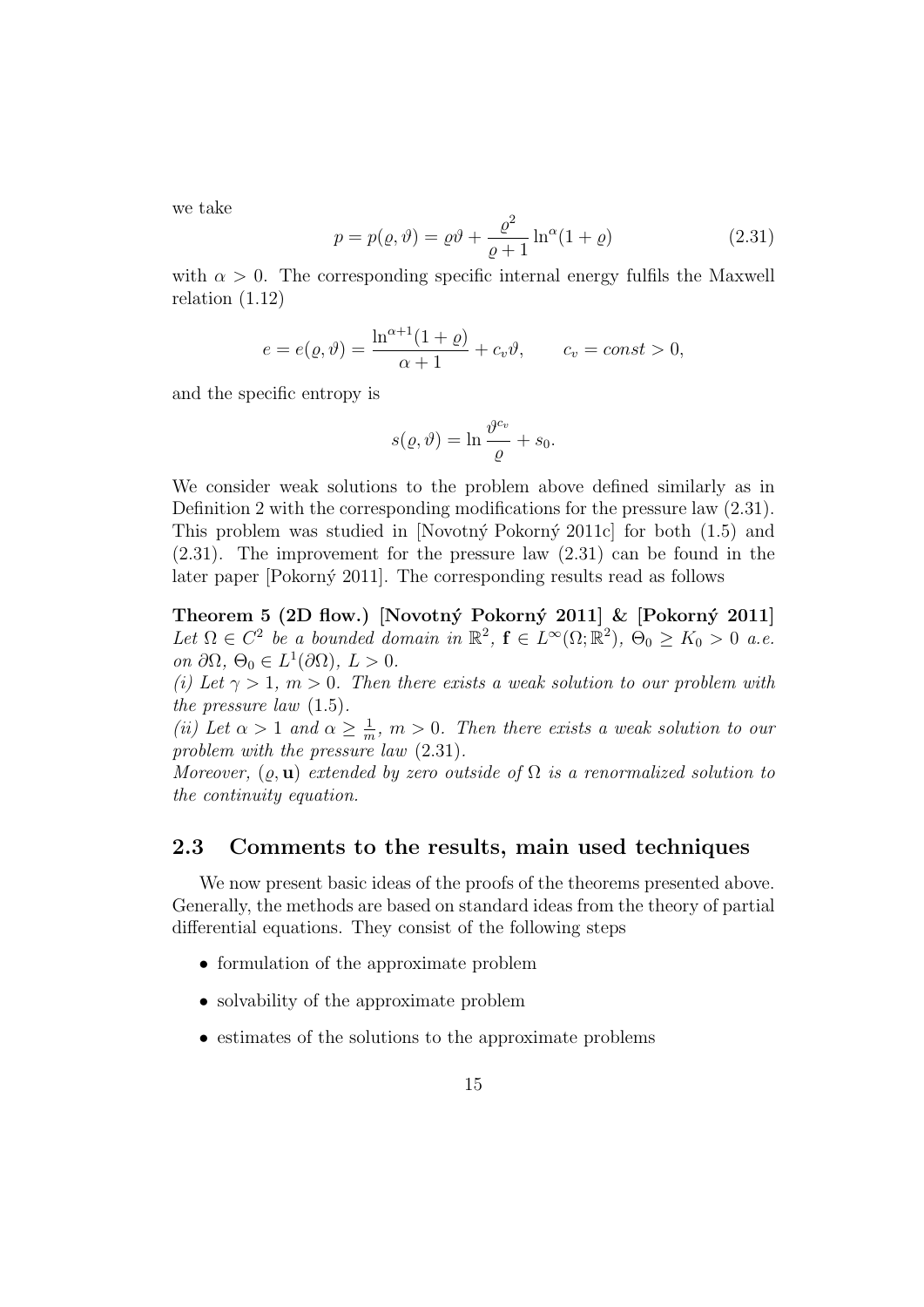we take

$$p = p(\varrho, \vartheta) = \varrho\vartheta + \frac{\varrho^2}{\varrho + 1}\ln^\alpha(1 + \varrho) \tag{2.31}$$

with $\alpha > 0$. The corresponding specific internal energy fulfils the Maxwell relation (1.12)

$$e = e(\varrho, \vartheta) = \frac{\ln^{\alpha+1}(1 + \varrho)}{\alpha + 1} + c_v\vartheta, \qquad c_v = const > 0,$$

and the specific entropy is

$$s(\varrho, \vartheta) = \ln \frac{\vartheta^{c_v}}{\varrho} + s_0.$$

We consider weak solutions to the problem above defined similarly as in Definition 2 with the corresponding modifications for the pressure law (2.31). This problem was studied in [Novotný Pokorný 2011c] for both (1.5) and (2.31). The improvement for the pressure law (2.31) can be found in the later paper [Pokorný 2011]. The corresponding results read as follows

**Theorem 5 (2D flow.) [Novotný Pokorný 2011] & [Pokorný 2011]** *Let $\Omega \in C^2$ be a bounded domain in $\mathbb{R}^2$, $\mathbf{f} \in L^\infty(\Omega; \mathbb{R}^2)$, $\Theta_0 \geq K_0 > 0$ a.e. on $\partial\Omega$, $\Theta_0 \in L^1(\partial\Omega)$, $L > 0$.*

*(i) Let $\gamma > 1$, $m > 0$. Then there exists a weak solution to our problem with the pressure law (1.5).*

*(ii) Let $\alpha > 1$ and $\alpha \geq \frac{1}{m}$, $m > 0$. Then there exists a weak solution to our problem with the pressure law (2.31).*

*Moreover, $(\varrho, \mathbf{u})$ extended by zero outside of $\Omega$ is a renormalized solution to the continuity equation.*

## 2.3 Comments to the results, main used techniques

We now present basic ideas of the proofs of the theorems presented above. Generally, the methods are based on standard ideas from the theory of partial differential equations. They consist of the following steps

- formulation of the approximate problem
- solvability of the approximate problem
- estimates of the solutions to the approximate problems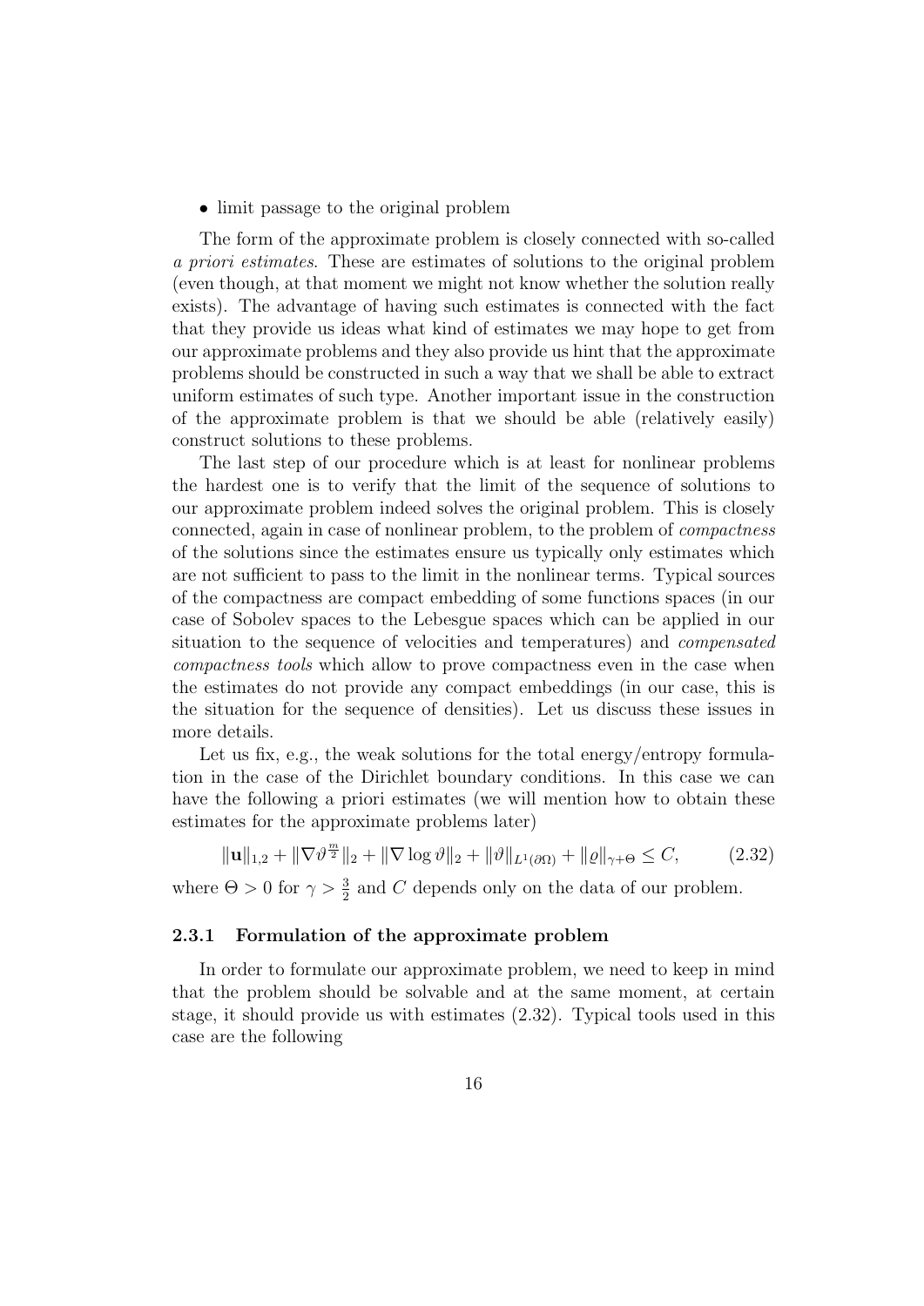- limit passage to the original problem

The form of the approximate problem is closely connected with so-called *a priori estimates*. These are estimates of solutions to the original problem (even though, at that moment we might not know whether the solution really exists). The advantage of having such estimates is connected with the fact that they provide us ideas what kind of estimates we may hope to get from our approximate problems and they also provide us hint that the approximate problems should be constructed in such a way that we shall be able to extract uniform estimates of such type. Another important issue in the construction of the approximate problem is that we should be able (relatively easily) construct solutions to these problems.

The last step of our procedure which is at least for nonlinear problems the hardest one is to verify that the limit of the sequence of solutions to our approximate problem indeed solves the original problem. This is closely connected, again in case of nonlinear problem, to the problem of *compactness* of the solutions since the estimates ensure us typically only estimates which are not sufficient to pass to the limit in the nonlinear terms. Typical sources of the compactness are compact embedding of some functions spaces (in our case of Sobolev spaces to the Lebesgue spaces which can be applied in our situation to the sequence of velocities and temperatures) and *compensated compactness tools* which allow to prove compactness even in the case when the estimates do not provide any compact embeddings (in our case, this is the situation for the sequence of densities). Let us discuss these issues in more details.

Let us fix, e.g., the weak solutions for the total energy/entropy formulation in the case of the Dirichlet boundary conditions. In this case we can have the following a priori estimates (we will mention how to obtain these estimates for the approximate problems later)

$$\|\mathbf{u}\|_{1,2} + \|\nabla \vartheta^{\frac{m}{2}}\|_2 + \|\nabla \log \vartheta\|_2 + \|\vartheta\|_{L^1(\partial\Omega)} + \|\varrho\|_{\gamma+\Theta} \leq C, \tag{2.32}$$

where $\Theta > 0$ for $\gamma > \frac{3}{2}$ and $C$ depends only on the data of our problem.

### 2.3.1 Formulation of the approximate problem

In order to formulate our approximate problem, we need to keep in mind that the problem should be solvable and at the same moment, at certain stage, it should provide us with estimates (2.32). Typical tools used in this case are the following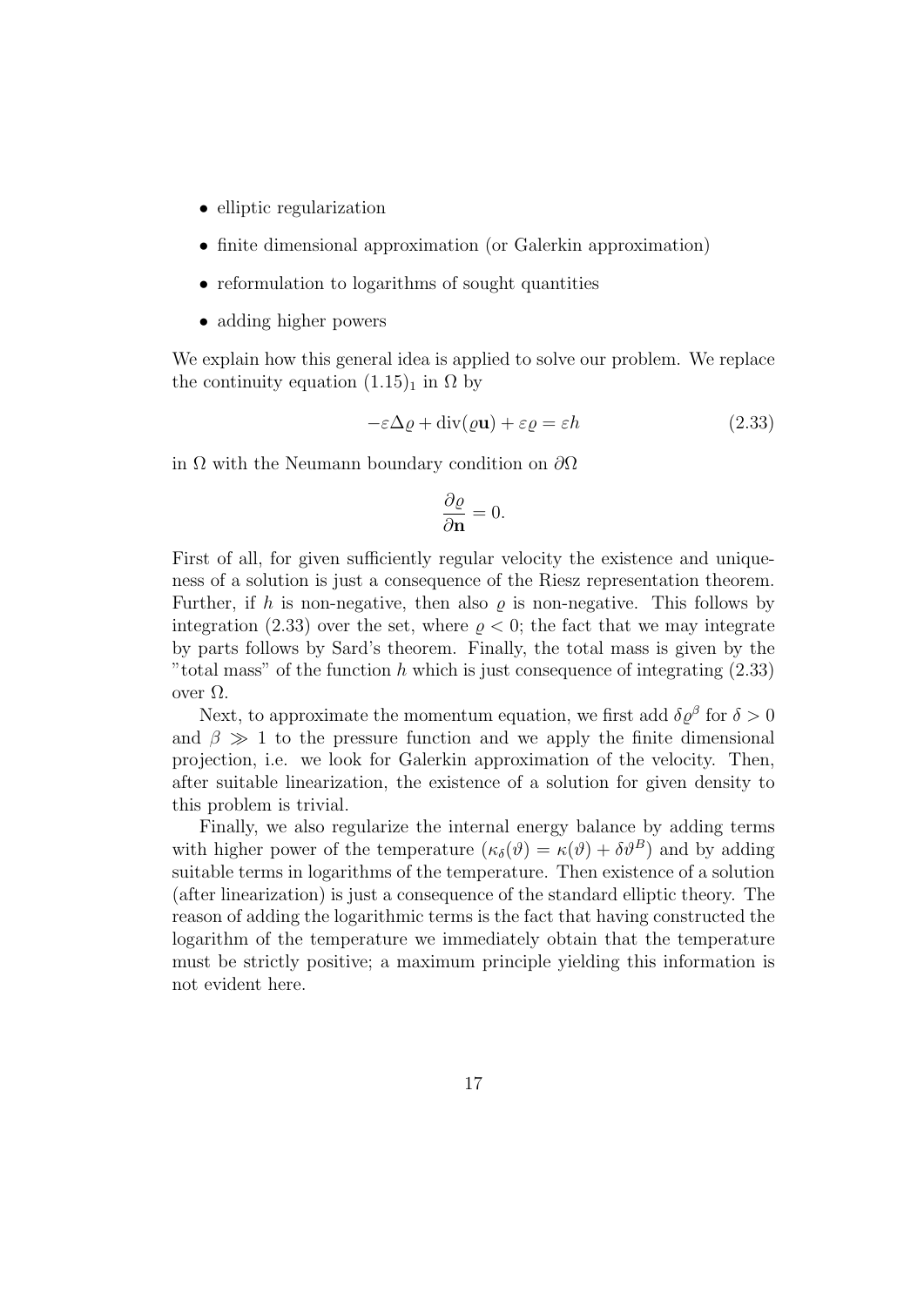- elliptic regularization
- finite dimensional approximation (or Galerkin approximation)
- reformulation to logarithms of sought quantities
- adding higher powers

We explain how this general idea is applied to solve our problem. We replace the continuity equation $(1.15)_1$ in $\Omega$ by

$$-\varepsilon\Delta\varrho + \operatorname{div}(\varrho\mathbf{u}) + \varepsilon\varrho = \varepsilon h \tag{2.33}$$

in $\Omega$ with the Neumann boundary condition on $\partial\Omega$

$$\frac{\partial\varrho}{\partial\mathbf{n}} = 0.$$

First of all, for given sufficiently regular velocity the existence and uniqueness of a solution is just a consequence of the Riesz representation theorem. Further, if $h$ is non-negative, then also $\varrho$ is non-negative. This follows by integration (2.33) over the set, where $\varrho < 0$; the fact that we may integrate by parts follows by Sard's theorem. Finally, the total mass is given by the "total mass" of the function $h$ which is just consequence of integrating (2.33) over $\Omega$.

Next, to approximate the momentum equation, we first add $\delta\varrho^\beta$ for $\delta > 0$ and $\beta \gg 1$ to the pressure function and we apply the finite dimensional projection, i.e. we look for Galerkin approximation of the velocity. Then, after suitable linearization, the existence of a solution for given density to this problem is trivial.

Finally, we also regularize the internal energy balance by adding terms with higher power of the temperature ($\kappa_\delta(\vartheta) = \kappa(\vartheta) + \delta\vartheta^B$) and by adding suitable terms in logarithms of the temperature. Then existence of a solution (after linearization) is just a consequence of the standard elliptic theory. The reason of adding the logarithmic terms is the fact that having constructed the logarithm of the temperature we immediately obtain that the temperature must be strictly positive; a maximum principle yielding this information is not evident here.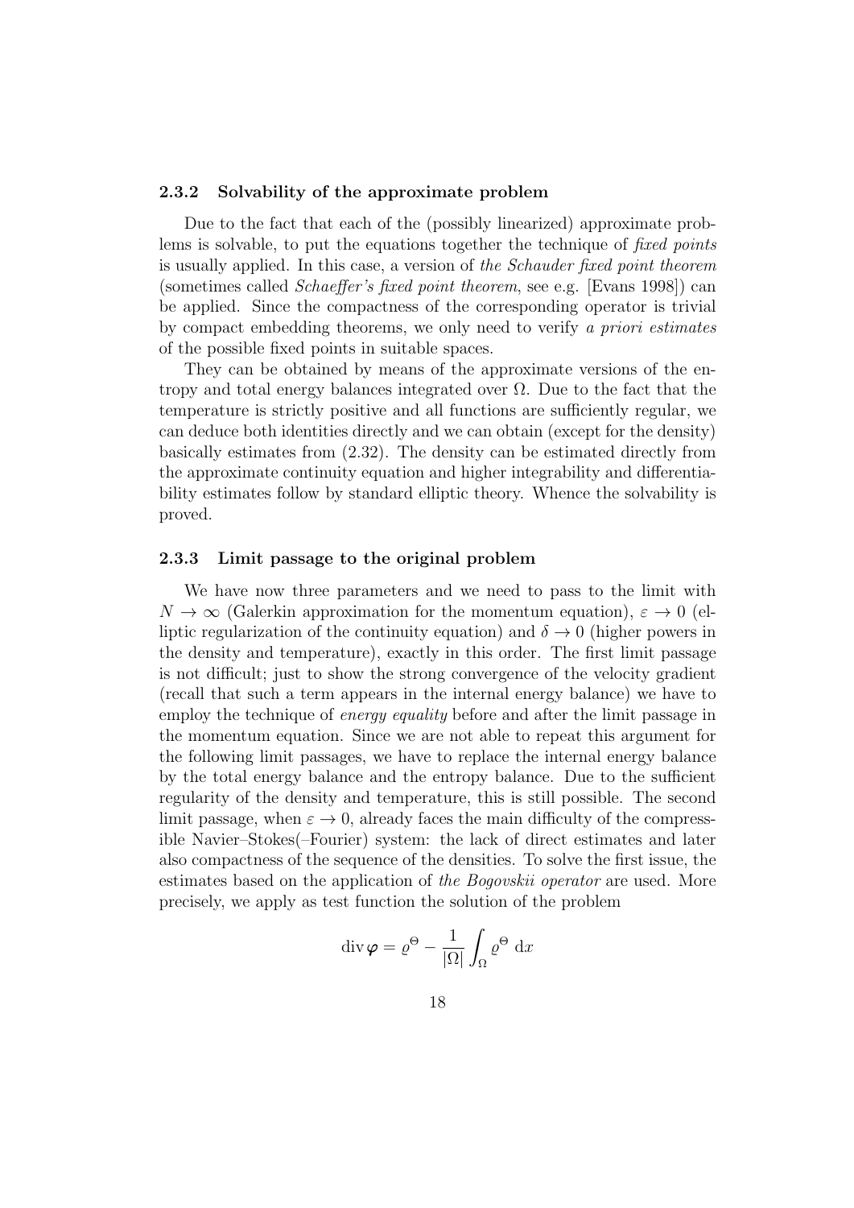### 2.3.2 Solvability of the approximate problem

Due to the fact that each of the (possibly linearized) approximate problems is solvable, to put the equations together the technique of *fixed points* is usually applied. In this case, a version of *the Schauder fixed point theorem* (sometimes called *Schaeffer's fixed point theorem*, see e.g. [Evans 1998]) can be applied. Since the compactness of the corresponding operator is trivial by compact embedding theorems, we only need to verify *a priori estimates* of the possible fixed points in suitable spaces.

They can be obtained by means of the approximate versions of the entropy and total energy balances integrated over $\Omega$. Due to the fact that the temperature is strictly positive and all functions are sufficiently regular, we can deduce both identities directly and we can obtain (except for the density) basically estimates from (2.32). The density can be estimated directly from the approximate continuity equation and higher integrability and differentiability estimates follow by standard elliptic theory. Whence the solvability is proved.

### 2.3.3 Limit passage to the original problem

We have now three parameters and we need to pass to the limit with $N \to \infty$ (Galerkin approximation for the momentum equation), $\varepsilon \to 0$ (elliptic regularization of the continuity equation) and $\delta \to 0$ (higher powers in the density and temperature), exactly in this order. The first limit passage is not difficult; just to show the strong convergence of the velocity gradient (recall that such a term appears in the internal energy balance) we have to employ the technique of *energy equality* before and after the limit passage in the momentum equation. Since we are not able to repeat this argument for the following limit passages, we have to replace the internal energy balance by the total energy balance and the entropy balance. Due to the sufficient regularity of the density and temperature, this is still possible. The second limit passage, when $\varepsilon \to 0$, already faces the main difficulty of the compressible Navier–Stokes(–Fourier) system: the lack of direct estimates and later also compactness of the sequence of the densities. To solve the first issue, the estimates based on the application of *the Bogovskii operator* are used. More precisely, we apply as test function the solution of the problem

$$\operatorname{div} \boldsymbol{\varphi} = \varrho^{\Theta} - \frac{1}{|\Omega|} \int_{\Omega} \varrho^{\Theta} \, \mathrm{d}x$$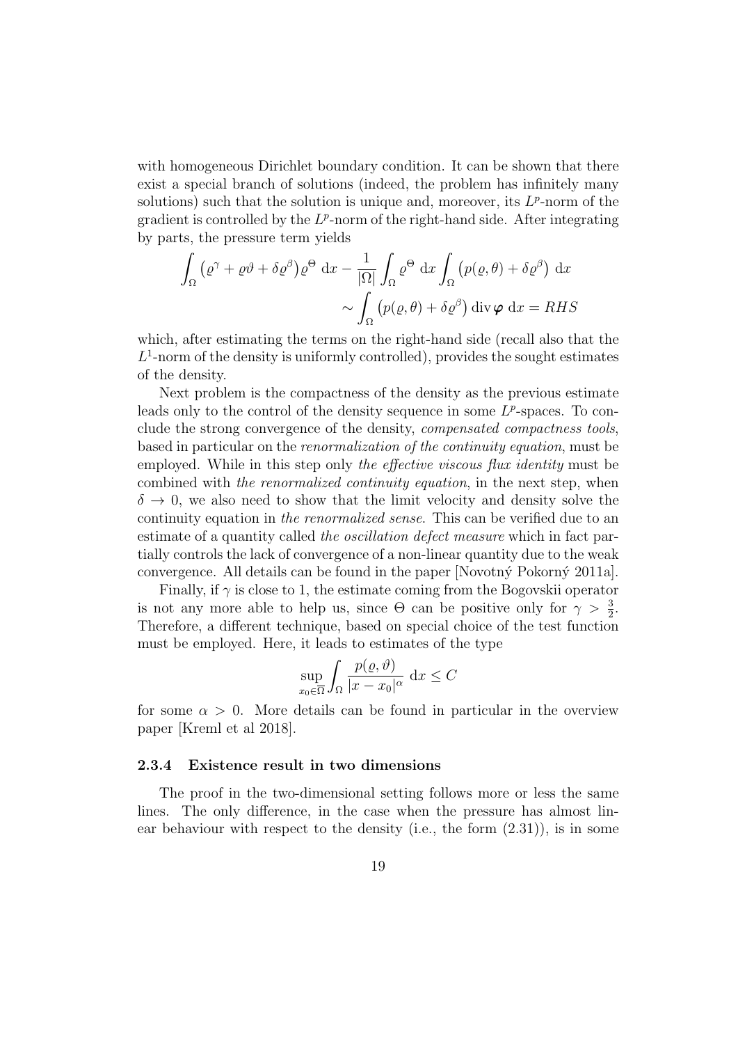with homogeneous Dirichlet boundary condition. It can be shown that there exist a special branch of solutions (indeed, the problem has infinitely many solutions) such that the solution is unique and, moreover, its $L^p$-norm of the gradient is controlled by the $L^p$-norm of the right-hand side. After integrating by parts, the pressure term yields

$$
\int_\Omega \big(\varrho^\gamma + \varrho\vartheta + \delta\varrho^\beta\big)\varrho^\Theta \; \mathrm{d}x - \frac{1}{|\Omega|}\int_\Omega \varrho^\Theta \; \mathrm{d}x \int_\Omega \big(p(\varrho,\theta) + \delta\varrho^\beta\big) \; \mathrm{d}x
$$

$$
\sim \int_\Omega \big(p(\varrho,\theta) + \delta\varrho^\beta\big) \operatorname{div} \boldsymbol{\varphi} \; \mathrm{d}x = RHS
$$

which, after estimating the terms on the right-hand side (recall also that the $L^1$-norm of the density is uniformly controlled), provides the sought estimates of the density.

Next problem is the compactness of the density as the previous estimate leads only to the control of the density sequence in some $L^p$-spaces. To conclude the strong convergence of the density, *compensated compactness tools*, based in particular on the *renormalization of the continuity equation*, must be employed. While in this step only *the effective viscous flux identity* must be combined with *the renormalized continuity equation*, in the next step, when $\delta \to 0$, we also need to show that the limit velocity and density solve the continuity equation in *the renormalized sense*. This can be verified due to an estimate of a quantity called *the oscillation defect measure* which in fact partially controls the lack of convergence of a non-linear quantity due to the weak convergence. All details can be found in the paper [Novotný Pokorný 2011a].

Finally, if $\gamma$ is close to 1, the estimate coming from the Bogovskii operator is not any more able to help us, since $\Theta$ can be positive only for $\gamma > \frac{3}{2}$. Therefore, a different technique, based on special choice of the test function must be employed. Here, it leads to estimates of the type

$$
\sup_{x_0 \in \overline{\Omega}} \int_\Omega \frac{p(\varrho,\vartheta)}{|x - x_0|^\alpha} \; \mathrm{d}x \leq C
$$

for some $\alpha > 0$. More details can be found in particular in the overview paper [Kreml et al 2018].

### 2.3.4 Existence result in two dimensions

The proof in the two-dimensional setting follows more or less the same lines. The only difference, in the case when the pressure has almost linear behaviour with respect to the density (i.e., the form (2.31)), is in some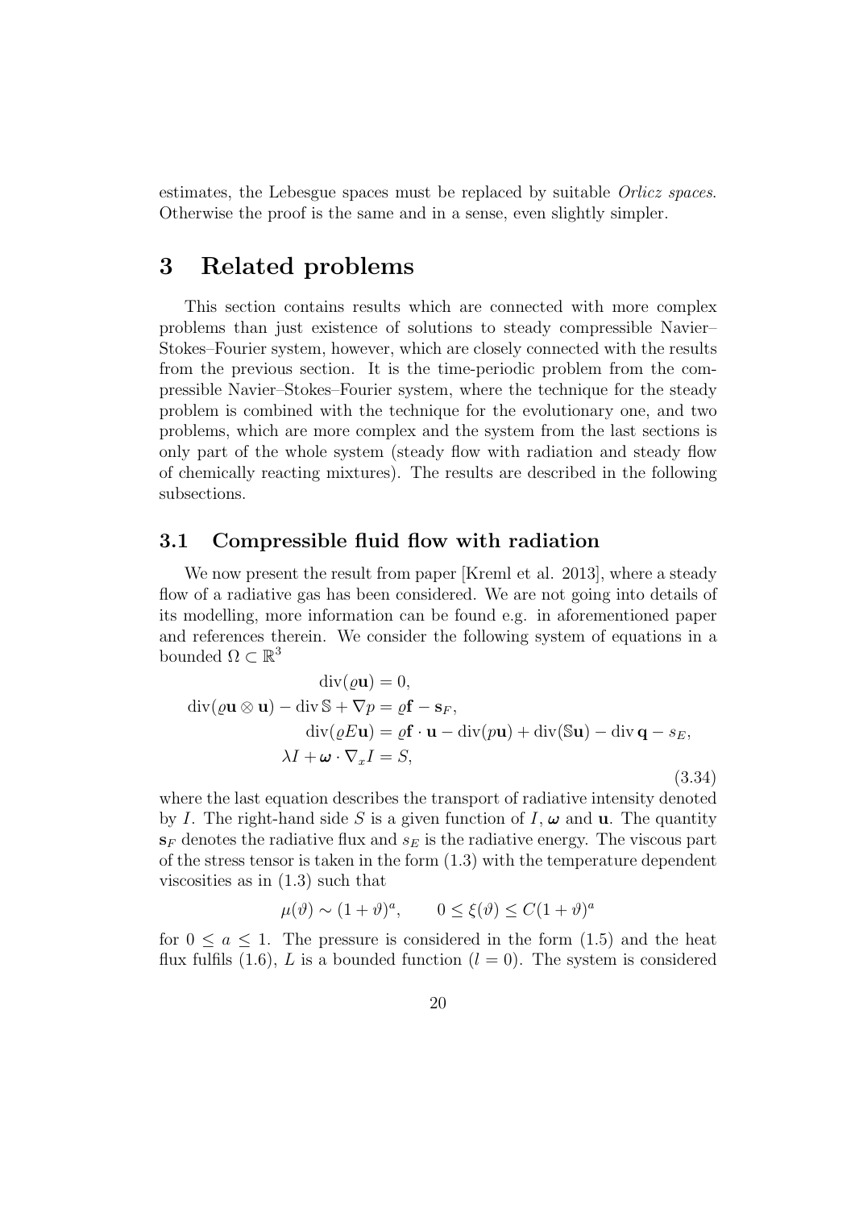estimates, the Lebesgue spaces must be replaced by suitable *Orlicz spaces*. Otherwise the proof is the same and in a sense, even slightly simpler.

# 3 Related problems

This section contains results which are connected with more complex problems than just existence of solutions to steady compressible Navier–Stokes–Fourier system, however, which are closely connected with the results from the previous section. It is the time-periodic problem from the compressible Navier–Stokes–Fourier system, where the technique for the steady problem is combined with the technique for the evolutionary one, and two problems, which are more complex and the system from the last sections is only part of the whole system (steady flow with radiation and steady flow of chemically reacting mixtures). The results are described in the following subsections.

## 3.1 Compressible fluid flow with radiation

We now present the result from paper [Kreml et al. 2013], where a steady flow of a radiative gas has been considered. We are not going into details of its modelling, more information can be found e.g. in aforementioned paper and references therein. We consider the following system of equations in a bounded $\Omega \subset \mathbb{R}^3$

$$
\begin{aligned}
\operatorname{div}(\varrho \mathbf{u}) &= 0,\\
\operatorname{div}(\varrho \mathbf{u} \otimes \mathbf{u}) - \operatorname{div} \mathbb{S} + \nabla p &= \varrho \mathbf{f} - \mathbf{s}_F,\\
\operatorname{div}(\varrho E \mathbf{u}) &= \varrho \mathbf{f} \cdot \mathbf{u} - \operatorname{div}(p\mathbf{u}) + \operatorname{div}(\mathbb{S}\mathbf{u}) - \operatorname{div} \mathbf{q} - s_E,\\
\lambda I + \boldsymbol{\omega} \cdot \nabla_x I &= S,
\end{aligned}
\tag{3.34}
$$

where the last equation describes the transport of radiative intensity denoted by $I$. The right-hand side $S$ is a given function of $I$, $\boldsymbol{\omega}$ and $\mathbf{u}$. The quantity $\mathbf{s}_F$ denotes the radiative flux and $s_E$ is the radiative energy. The viscous part of the stress tensor is taken in the form (1.3) with the temperature dependent viscosities as in (1.3) such that

$$
\mu(\vartheta) \sim (1+\vartheta)^a, \qquad 0 \leq \xi(\vartheta) \leq C(1+\vartheta)^a
$$

for $0 \leq a \leq 1$. The pressure is considered in the form (1.5) and the heat flux fulfils (1.6), $L$ is a bounded function ($l = 0$). The system is considered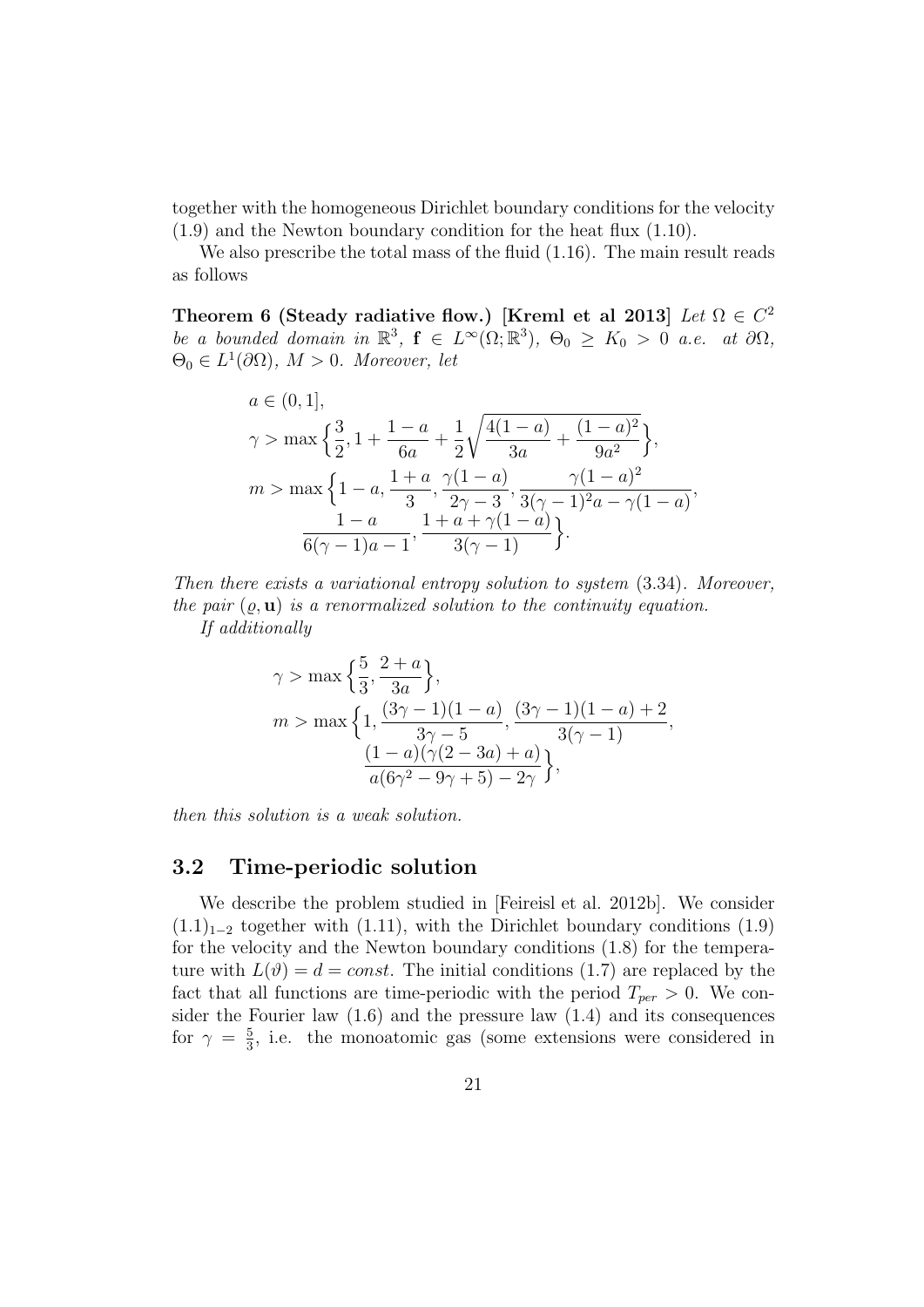together with the homogeneous Dirichlet boundary conditions for the velocity (1.9) and the Newton boundary condition for the heat flux (1.10).

We also prescribe the total mass of the fluid (1.16). The main result reads as follows

**Theorem 6 (Steady radiative flow.) [Kreml et al 2013]** *Let $\Omega \in C^2$ be a bounded domain in $\mathbb{R}^3$, $\mathbf{f} \in L^\infty(\Omega;\mathbb{R}^3)$, $\Theta_0 \geq K_0 > 0$ a.e. at $\partial\Omega$, $\Theta_0 \in L^1(\partial\Omega)$, $M > 0$. Moreover, let*

$$
\begin{aligned}
& a \in (0,1], \\
& \gamma > \max\Big\{\frac{3}{2}, 1 + \frac{1-a}{6a} + \frac{1}{2}\sqrt{\frac{4(1-a)}{3a} + \frac{(1-a)^2}{9a^2}}\Big\}, \\
& m > \max\Big\{1-a, \frac{1+a}{3}, \frac{\gamma(1-a)}{2\gamma-3}, \frac{\gamma(1-a)^2}{3(\gamma-1)^2 a - \gamma(1-a)}, \\
& \qquad \frac{1-a}{6(\gamma-1)a-1}, \frac{1+a+\gamma(1-a)}{3(\gamma-1)}\Big\}.
\end{aligned}
$$

*Then there exists a variational entropy solution to system* (3.34)*. Moreover, the pair $(\varrho, \mathbf{u})$ is a renormalized solution to the continuity equation.*

*If additionally*

$$
\begin{aligned}
& \gamma > \max\Big\{\frac{5}{3}, \frac{2+a}{3a}\Big\}, \\
& m > \max\Big\{1, \frac{(3\gamma-1)(1-a)}{3\gamma-5}, \frac{(3\gamma-1)(1-a)+2}{3(\gamma-1)}, \\
& \qquad \frac{(1-a)(\gamma(2-3a)+a)}{a(6\gamma^2-9\gamma+5)-2\gamma}\Big\},
\end{aligned}
$$

*then this solution is a weak solution.*

## 3.2 Time-periodic solution

We describe the problem studied in [Feireisl et al. 2012b]. We consider $(1.1)_{1-2}$ together with (1.11), with the Dirichlet boundary conditions (1.9) for the velocity and the Newton boundary conditions (1.8) for the temperature with $L(\vartheta) = d = const$. The initial conditions (1.7) are replaced by the fact that all functions are time-periodic with the period $T_{per} > 0$. We consider the Fourier law (1.6) and the pressure law (1.4) and its consequences for $\gamma = \frac{5}{3}$, i.e. the monoatomic gas (some extensions were considered in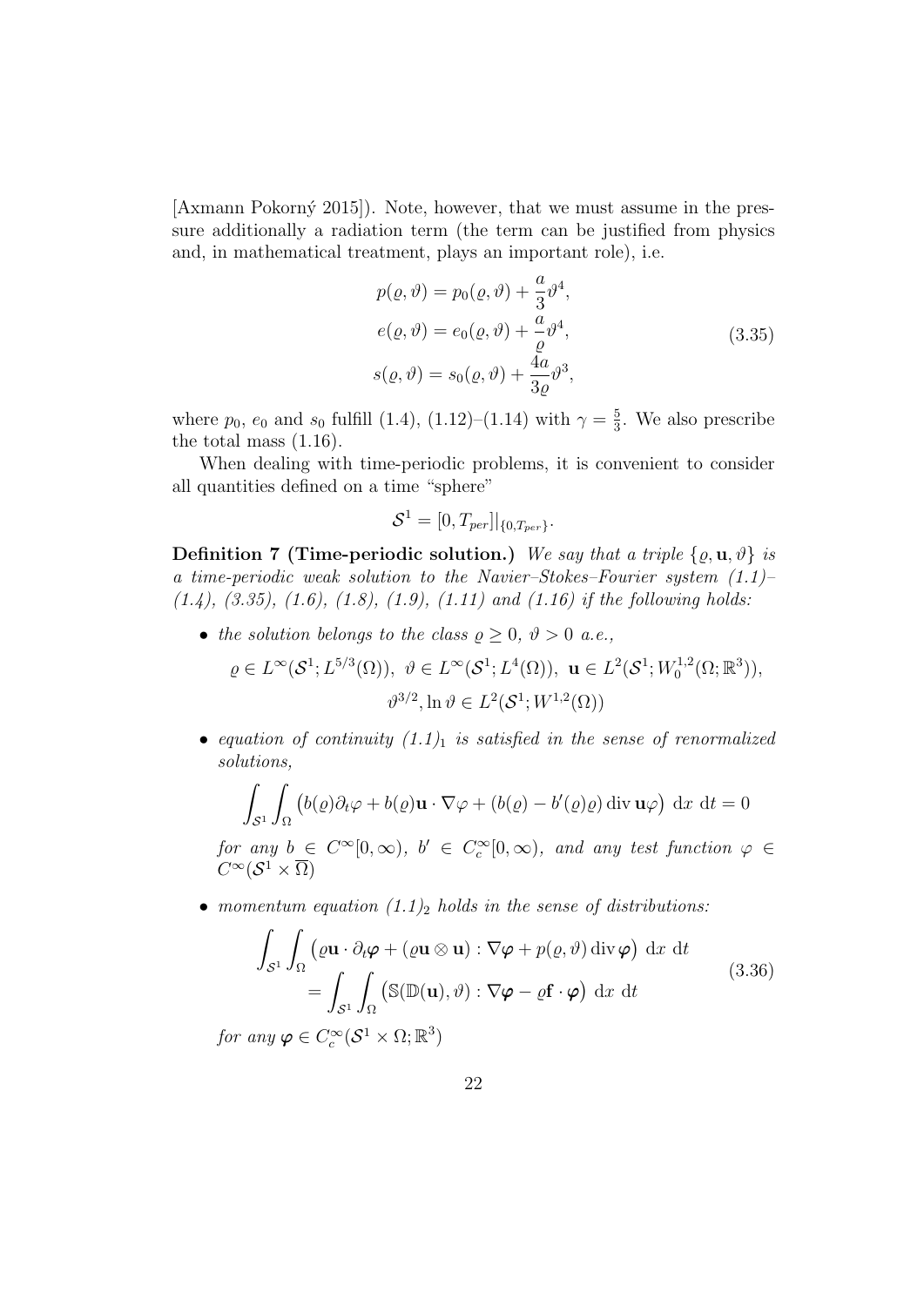[Axmann Pokorný 2015]). Note, however, that we must assume in the pressure additionally a radiation term (the term can be justified from physics and, in mathematical treatment, plays an important role), i.e.

$$
\begin{aligned}
p(\varrho, \vartheta) &= p_0(\varrho, \vartheta) + \frac{a}{3}\vartheta^4, \\
e(\varrho, \vartheta) &= e_0(\varrho, \vartheta) + \frac{a}{\varrho}\vartheta^4, \\
s(\varrho, \vartheta) &= s_0(\varrho, \vartheta) + \frac{4a}{3\varrho}\vartheta^3,
\end{aligned}
\tag{3.35}
$$

where $p_0$, $e_0$ and $s_0$ fulfill (1.4), (1.12)–(1.14) with $\gamma = \frac{5}{3}$. We also prescribe the total mass (1.16).

When dealing with time-periodic problems, it is convenient to consider all quantities defined on a time "sphere"

$$
\mathcal{S}^1 = [0, T_{per}]|_{\{0, T_{per}\}}.
$$

**Definition 7 (Time-periodic solution.)** *We say that a triple $\{\varrho, \mathbf{u}, \vartheta\}$ is a time-periodic weak solution to the Navier–Stokes–Fourier system (1.1)–(1.4), (3.35), (1.6), (1.8), (1.9), (1.11) and (1.16) if the following holds:*

- *the solution belongs to the class $\varrho \geq 0$, $\vartheta > 0$ a.e.,*

$$
\varrho \in L^\infty(\mathcal{S}^1; L^{5/3}(\Omega)), \ \vartheta \in L^\infty(\mathcal{S}^1; L^4(\Omega)), \ \mathbf{u} \in L^2(\mathcal{S}^1; W_0^{1,2}(\Omega; \mathbb{R}^3)),
$$
$$
\vartheta^{3/2}, \ln \vartheta \in L^2(\mathcal{S}^1; W^{1,2}(\Omega))
$$

- *equation of continuity $(1.1)_1$ is satisfied in the sense of renormalized solutions,*

$$
\int_{\mathcal{S}^1} \int_\Omega \big( b(\varrho)\partial_t \varphi + b(\varrho)\mathbf{u} \cdot \nabla \varphi + (b(\varrho) - b'(\varrho)\varrho) \operatorname{div} \mathbf{u} \varphi \big) \ \mathrm{d}x \ \mathrm{d}t = 0
$$

  *for any $b \in C^\infty[0, \infty)$, $b' \in C_c^\infty[0, \infty)$, and any test function $\varphi \in C^\infty(\mathcal{S}^1 \times \overline{\Omega})$*

- *momentum equation $(1.1)_2$ holds in the sense of distributions:*

$$
\begin{aligned}
\int_{\mathcal{S}^1} \int_\Omega \big( \varrho \mathbf{u} \cdot \partial_t \boldsymbol{\varphi} + (\varrho \mathbf{u} \otimes \mathbf{u}) : \nabla \boldsymbol{\varphi} + p(\varrho, \vartheta) \operatorname{div} \boldsymbol{\varphi} \big) \ \mathrm{d}x \ \mathrm{d}t \\
= \int_{\mathcal{S}^1} \int_\Omega \big( \mathbb{S}(\mathbb{D}(\mathbf{u}), \vartheta) : \nabla \boldsymbol{\varphi} - \varrho \mathbf{f} \cdot \boldsymbol{\varphi} \big) \ \mathrm{d}x \ \mathrm{d}t
\end{aligned}
\tag{3.36}
$$

  *for any $\boldsymbol{\varphi} \in C_c^\infty(\mathcal{S}^1 \times \Omega; \mathbb{R}^3)$*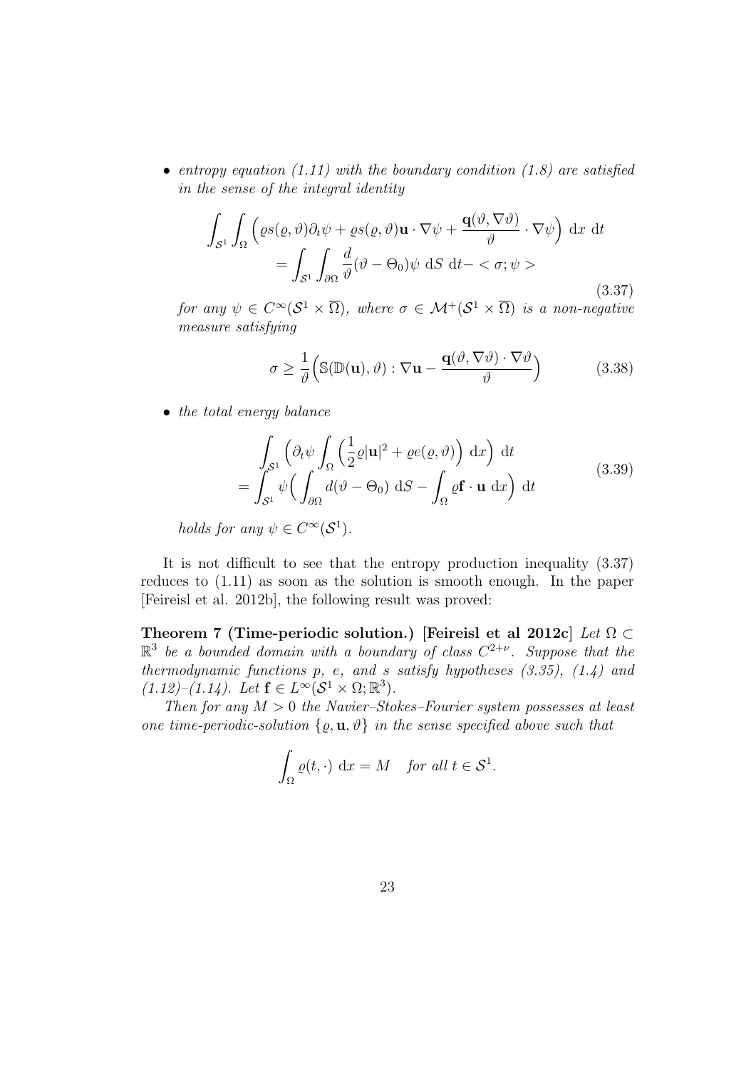- *entropy equation (1.11) with the boundary condition (1.8) are satisfied in the sense of the integral identity*

$$
\begin{aligned}
\int_{\mathcal{S}^1} \int_\Omega \Big( \varrho s(\varrho,\vartheta)\partial_t \psi + \varrho s(\varrho,\vartheta)\mathbf{u}\cdot\nabla\psi + \frac{\mathbf{q}(\vartheta,\nabla\vartheta)}{\vartheta}\cdot\nabla\psi \Big) \ \mathrm{d}x \ \mathrm{d}t \\
= \int_{\mathcal{S}^1} \int_{\partial\Omega} \frac{d}{\vartheta}(\vartheta - \Theta_0)\psi \ \mathrm{d}S \ \mathrm{d}t - < \sigma ; \psi >
\end{aligned}
\tag{3.37}
$$

*for any $\psi \in C^\infty(\mathcal{S}^1 \times \overline{\Omega})$, where $\sigma \in \mathcal{M}^+(\mathcal{S}^1 \times \overline{\Omega})$ is a non-negative measure satisfying*

$$
\sigma \geq \frac{1}{\vartheta}\Big( \mathbb{S}(\mathbb{D}(\mathbf{u}),\vartheta) : \nabla\mathbf{u} - \frac{\mathbf{q}(\vartheta,\nabla\vartheta)\cdot\nabla\vartheta}{\vartheta} \Big) \tag{3.38}
$$

- *the total energy balance*

$$
\begin{aligned}
&\int_{\mathcal{S}^1} \Big( \partial_t \psi \int_\Omega \Big( \frac{1}{2}\varrho|\mathbf{u}|^2 + \varrho e(\varrho,\vartheta) \Big) \ \mathrm{d}x \Big) \ \mathrm{d}t \\
= &\int_{\mathcal{S}^1} \psi \Big( \int_{\partial\Omega} d(\vartheta - \Theta_0) \ \mathrm{d}S - \int_\Omega \varrho\mathbf{f}\cdot\mathbf{u} \ \mathrm{d}x \Big) \ \mathrm{d}t
\end{aligned}
\tag{3.39}
$$

*holds for any $\psi \in C^\infty(\mathcal{S}^1)$.*

It is not difficult to see that the entropy production inequality (3.37) reduces to (1.11) as soon as the solution is smooth enough. In the paper [Feireisl et al. 2012b], the following result was proved:

**Theorem 7 (Time-periodic solution.) [Feireisl et al 2012c]** *Let $\Omega \subset \mathbb{R}^3$ be a bounded domain with a boundary of class $C^{2+\nu}$. Suppose that the thermodynamic functions $p$, $e$, and $s$ satisfy hypotheses (3.35), (1.4) and (1.12)–(1.14). Let $\mathbf{f} \in L^\infty(\mathcal{S}^1 \times \Omega; \mathbb{R}^3)$.*

*Then for any $M > 0$ the Navier–Stokes–Fourier system possesses at least one time-periodic-solution $\{\varrho, \mathbf{u}, \vartheta\}$ in the sense specified above such that*

$$
\int_\Omega \varrho(t,\cdot) \ \mathrm{d}x = M \quad \textit{for all } t \in \mathcal{S}^1.
$$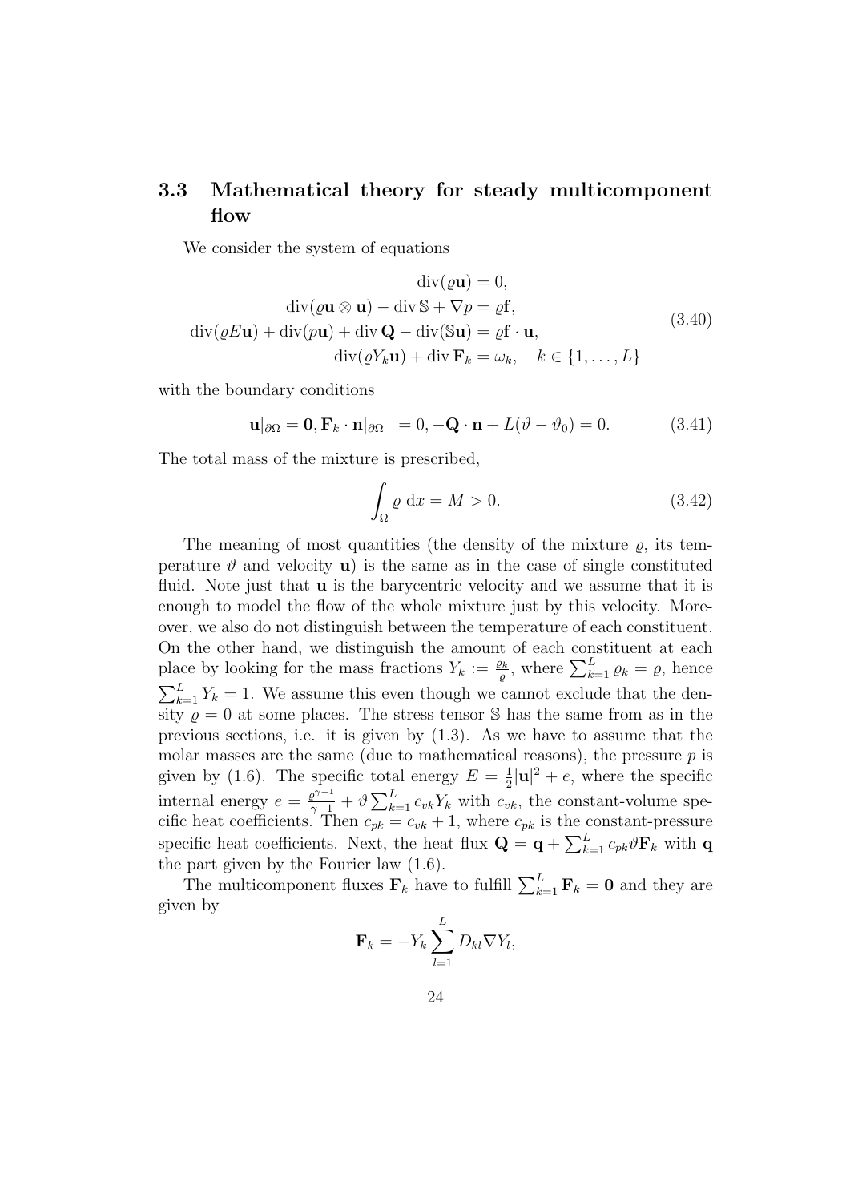## 3.3 Mathematical theory for steady multicomponent flow

We consider the system of equations

$$
\begin{aligned}
\operatorname{div}(\varrho \mathbf{u}) &= 0, \\
\operatorname{div}(\varrho \mathbf{u} \otimes \mathbf{u}) - \operatorname{div} \mathbb{S} + \nabla p &= \varrho \mathbf{f}, \\
\operatorname{div}(\varrho E \mathbf{u}) + \operatorname{div}(p\mathbf{u}) + \operatorname{div} \mathbf{Q} - \operatorname{div}(\mathbb{S}\mathbf{u}) &= \varrho \mathbf{f} \cdot \mathbf{u}, \\
\operatorname{div}(\varrho Y_k \mathbf{u}) + \operatorname{div} \mathbf{F}_k &= \omega_k, \quad k \in \{1, \ldots, L\}
\end{aligned}
\tag{3.40}
$$

with the boundary conditions

$$
\mathbf{u}|_{\partial\Omega} = \mathbf{0}, \mathbf{F}_k \cdot \mathbf{n}|_{\partial\Omega} \;\; = 0, -\mathbf{Q} \cdot \mathbf{n} + L(\vartheta - \vartheta_0) = 0. \tag{3.41}
$$

The total mass of the mixture is prescribed,

$$
\int_\Omega \varrho \, \mathrm{d}x = M > 0. \tag{3.42}
$$

The meaning of most quantities (the density of the mixture $\varrho$, its temperature $\vartheta$ and velocity $\mathbf{u}$) is the same as in the case of single constituted fluid. Note just that $\mathbf{u}$ is the barycentric velocity and we assume that it is enough to model the flow of the whole mixture just by this velocity. Moreover, we also do not distinguish between the temperature of each constituent. On the other hand, we distinguish the amount of each constituent at each place by looking for the mass fractions $Y_k := \frac{\varrho_k}{\varrho}$, where $\sum_{k=1}^L \varrho_k = \varrho$, hence $\sum_{k=1}^L Y_k = 1$. We assume this even though we cannot exclude that the density $\varrho = 0$ at some places. The stress tensor $\mathbb{S}$ has the same from as in the previous sections, i.e. it is given by (1.3). As we have to assume that the molar masses are the same (due to mathematical reasons), the pressure $p$ is given by (1.6). The specific total energy $E = \frac{1}{2}|\mathbf{u}|^2 + e$, where the specific internal energy $e = \frac{\varrho^{\gamma-1}}{\gamma-1} + \vartheta \sum_{k=1}^L c_{vk} Y_k$ with $c_{vk}$, the constant-volume specific heat coefficients. Then $c_{pk} = c_{vk} + 1$, where $c_{pk}$ is the constant-pressure specific heat coefficients. Next, the heat flux $\mathbf{Q} = \mathbf{q} + \sum_{k=1}^L c_{pk} \vartheta \mathbf{F}_k$ with $\mathbf{q}$ the part given by the Fourier law (1.6).

The multicomponent fluxes $\mathbf{F}_k$ have to fulfill $\sum_{k=1}^L \mathbf{F}_k = \mathbf{0}$ and they are given by

$$
\mathbf{F}_k = -Y_k \sum_{l=1}^L D_{kl} \nabla Y_l,
$$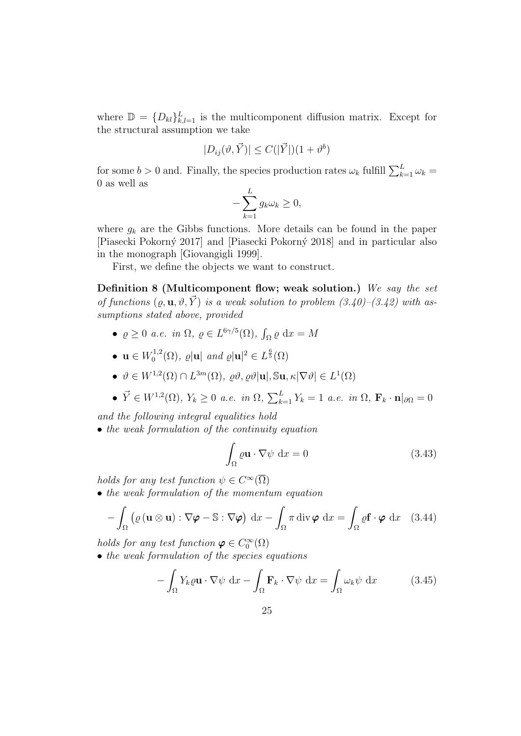where $\mathbb{D} = \{D_{kl}\}_{k,l=1}^L$ is the multicomponent diffusion matrix. Except for the structural assumption we take

$$|D_{ij}(\vartheta, \vec{Y})| \leq C(|\vec{Y}|)(1 + \vartheta^b)$$

for some $b > 0$ and. Finally, the species production rates $\omega_k$ fulfill $\sum_{k=1}^L \omega_k = 0$ as well as

$$-\sum_{k=1}^L g_k \omega_k \geq 0,$$

where $g_k$ are the Gibbs functions. More details can be found in the paper [Piasecki Pokorný 2017] and [Piasecki Pokorný 2018] and in particular also in the monograph [Giovangigli 1999].

First, we define the objects we want to construct.

**Definition 8 (Multicomponent flow; weak solution.)** *We say the set of functions $(\varrho, \mathbf{u}, \vartheta, \vec{Y})$ is a weak solution to problem (3.40)–(3.42) with assumptions stated above, provided*

- $\varrho \geq 0$ *a.e. in* $\Omega$, $\varrho \in L^{6\gamma/5}(\Omega)$, $\int_\Omega \varrho \ \mathrm{d}x = M$
- $\mathbf{u} \in W_0^{1,2}(\Omega)$, $\varrho|\mathbf{u}|$ *and* $\varrho|\mathbf{u}|^2 \in L^{\frac{6}{5}}(\Omega)$
- $\vartheta \in W^{1,2}(\Omega) \cap L^{3m}(\Omega)$, $\varrho\vartheta, \varrho\vartheta|\mathbf{u}|, \mathbb{S}\mathbf{u}, \kappa|\nabla\vartheta| \in L^1(\Omega)$
- $\vec{Y} \in W^{1,2}(\Omega)$, $Y_k \geq 0$ *a.e. in* $\Omega$, $\sum_{k=1}^L Y_k = 1$ *a.e. in* $\Omega$, $\mathbf{F}_k \cdot \mathbf{n}|_{\partial\Omega} = 0$

*and the following integral equalities hold*

- *the weak formulation of the continuity equation*

$$\int_\Omega \varrho\mathbf{u} \cdot \nabla\psi \ \mathrm{d}x = 0 \tag{3.43}$$

*holds for any test function* $\psi \in C^\infty(\overline{\Omega})$

- *the weak formulation of the momentum equation*

$$-\int_\Omega \left(\varrho\left(\mathbf{u} \otimes \mathbf{u}\right) : \nabla\boldsymbol{\varphi} - \mathbb{S} : \nabla\boldsymbol{\varphi}\right) \ \mathrm{d}x - \int_\Omega \pi \operatorname{div} \boldsymbol{\varphi} \ \mathrm{d}x = \int_\Omega \varrho\mathbf{f} \cdot \boldsymbol{\varphi} \ \mathrm{d}x \tag{3.44}$$

*holds for any test function* $\boldsymbol{\varphi} \in C_0^\infty(\Omega)$

- *the weak formulation of the species equations*

$$-\int_\Omega Y_k\varrho\mathbf{u} \cdot \nabla\psi \ \mathrm{d}x - \int_\Omega \mathbf{F}_k \cdot \nabla\psi \ \mathrm{d}x = \int_\Omega \omega_k\psi \ \mathrm{d}x \tag{3.45}$$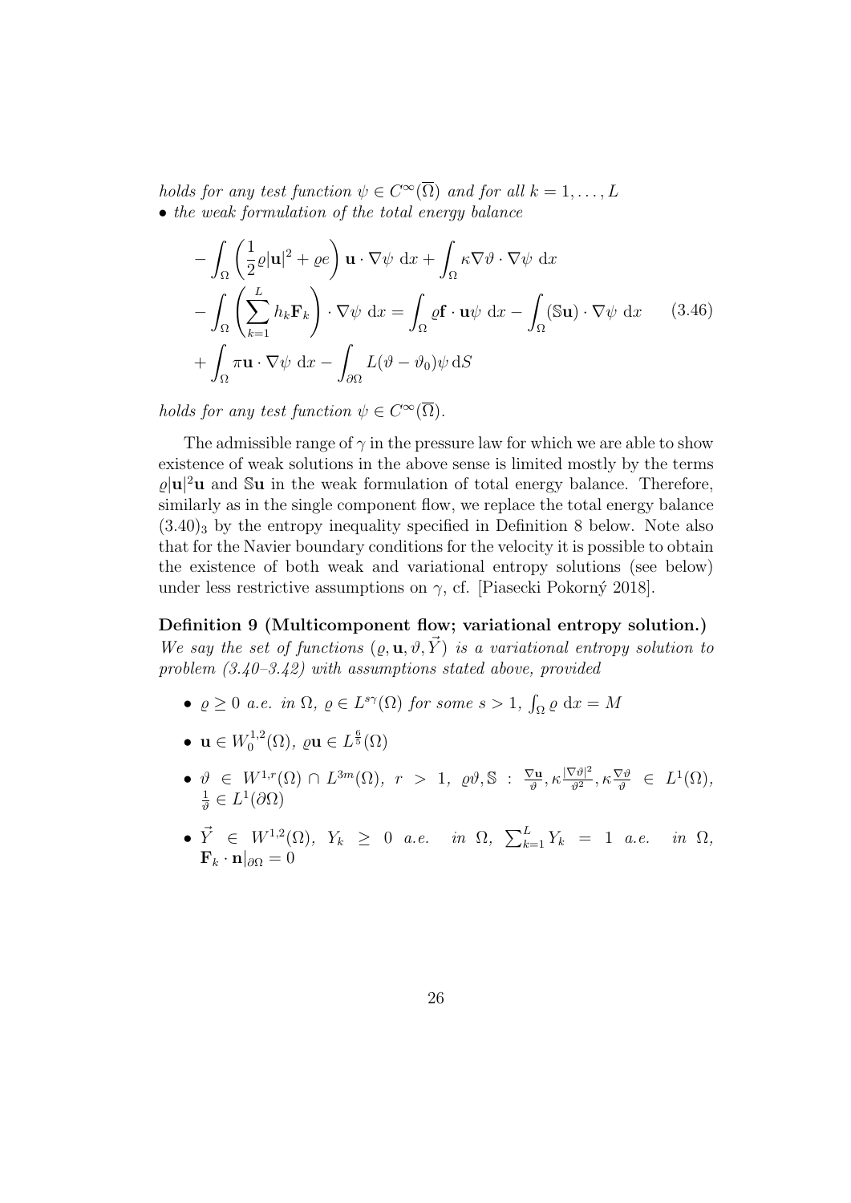*holds for any test function $\psi \in C^\infty(\overline{\Omega})$ and for all $k = 1, \dots, L$*

- *the weak formulation of the total energy balance*

$$
\begin{aligned}
&-\int_\Omega \left(\frac{1}{2}\varrho|\mathbf{u}|^2 + \varrho e\right)\mathbf{u}\cdot\nabla\psi \,\mathrm{d}x + \int_\Omega \kappa\nabla\vartheta\cdot\nabla\psi\,\mathrm{d}x \\
&-\int_\Omega \left(\sum_{k=1}^L h_k\mathbf{F}_k\right)\cdot\nabla\psi\,\mathrm{d}x = \int_\Omega \varrho\mathbf{f}\cdot\mathbf{u}\psi\,\mathrm{d}x - \int_\Omega (\mathbb{S}\mathbf{u})\cdot\nabla\psi\,\mathrm{d}x \qquad (3.46)\\
&+\int_\Omega \pi\mathbf{u}\cdot\nabla\psi\,\mathrm{d}x - \int_{\partial\Omega} L(\vartheta-\vartheta_0)\psi\,\mathrm{d}S
\end{aligned}
$$

*holds for any test function $\psi \in C^\infty(\overline{\Omega})$.*

The admissible range of $\gamma$ in the pressure law for which we are able to show existence of weak solutions in the above sense is limited mostly by the terms $\varrho|\mathbf{u}|^2\mathbf{u}$ and $\mathbb{S}\mathbf{u}$ in the weak formulation of total energy balance. Therefore, similarly as in the single component flow, we replace the total energy balance $(3.40)_3$ by the entropy inequality specified in Definition 8 below. Note also that for the Navier boundary conditions for the velocity it is possible to obtain the existence of both weak and variational entropy solutions (see below) under less restrictive assumptions on $\gamma$, cf. [Piasecki Pokorný 2018].

**Definition 9 (Multicomponent flow; variational entropy solution.)** *We say the set of functions $(\varrho, \mathbf{u}, \vartheta, \vec{Y})$ is a variational entropy solution to problem (3.40–3.42) with assumptions stated above, provided*

- $\varrho \geq 0$ *a.e. in* $\Omega$, $\varrho \in L^{s\gamma}(\Omega)$ *for some* $s > 1$, $\int_\Omega \varrho\,\mathrm{d}x = M$
- $\mathbf{u} \in W_0^{1,2}(\Omega)$, $\varrho\mathbf{u} \in L^{\frac{6}{5}}(\Omega)$
- $\vartheta \in W^{1,r}(\Omega) \cap L^{3m}(\Omega)$, $r > 1$, $\varrho\vartheta, \mathbb{S} : \frac{\nabla\mathbf{u}}{\vartheta}, \kappa\frac{|\nabla\vartheta|^2}{\vartheta^2}, \kappa\frac{\nabla\vartheta}{\vartheta} \in L^1(\Omega)$, $\frac{1}{\vartheta} \in L^1(\partial\Omega)$
- $\vec{Y} \in W^{1,2}(\Omega)$, $Y_k \geq 0$ *a.e. in* $\Omega$, $\sum_{k=1}^L Y_k = 1$ *a.e. in* $\Omega$, $\mathbf{F}_k\cdot\mathbf{n}|_{\partial\Omega} = 0$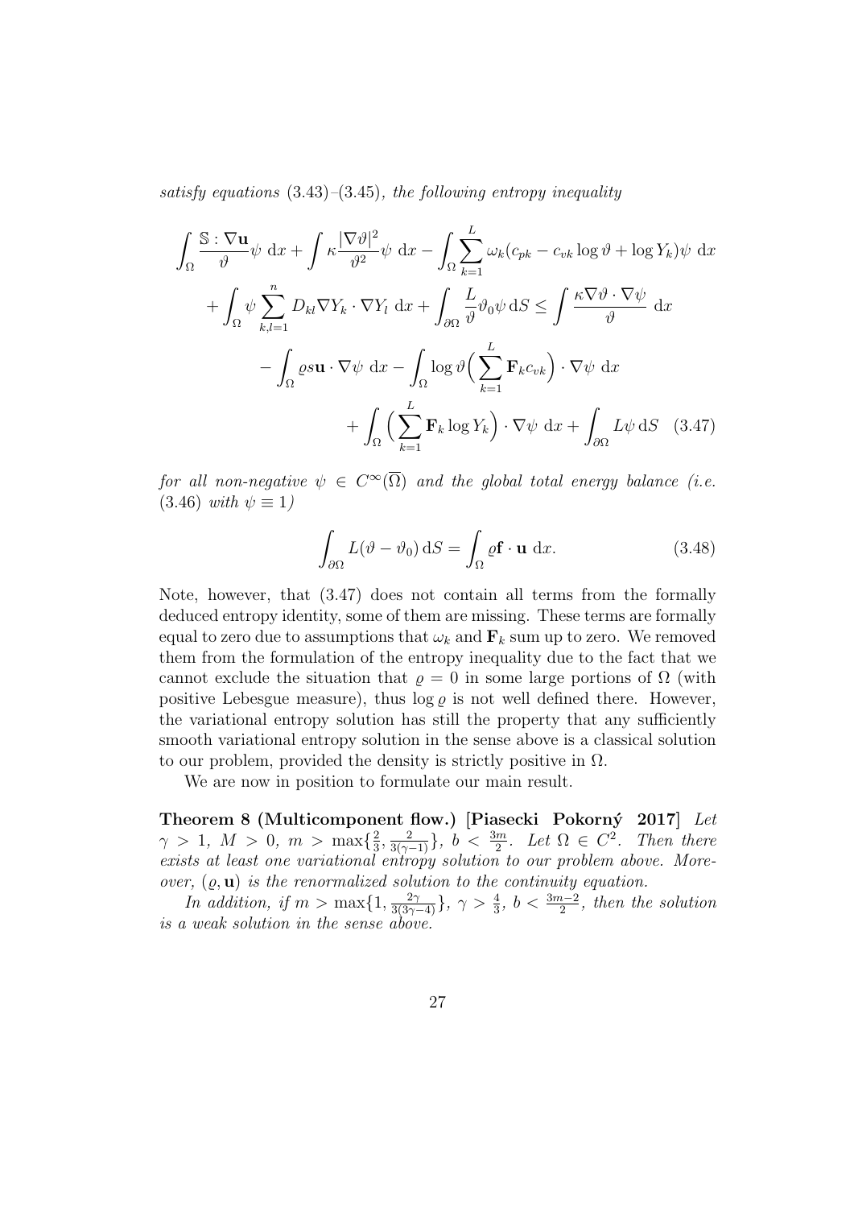*satisfy equations (3.43)–(3.45), the following entropy inequality*

$$
\begin{aligned}
\int_\Omega \frac{\mathbb{S} : \nabla \mathbf{u}}{\vartheta} \psi \, \mathrm{d}x + \int \kappa \frac{|\nabla \vartheta|^2}{\vartheta^2} \psi \, \mathrm{d}x - \int_\Omega \sum_{k=1}^{L} \omega_k (c_{pk} - c_{vk} \log \vartheta + \log Y_k) \psi \, \mathrm{d}x \\
+ \int_\Omega \psi \sum_{k,l=1}^{n} D_{kl} \nabla Y_k \cdot \nabla Y_l \, \mathrm{d}x + \int_{\partial\Omega} \frac{L}{\vartheta} \vartheta_0 \psi \, \mathrm{d}S \leq \int \frac{\kappa \nabla \vartheta \cdot \nabla \psi}{\vartheta} \, \mathrm{d}x \\
- \int_\Omega \varrho s \mathbf{u} \cdot \nabla \psi \, \mathrm{d}x - \int_\Omega \log \vartheta \Big( \sum_{k=1}^{L} \mathbf{F}_k c_{vk} \Big) \cdot \nabla \psi \, \mathrm{d}x \\
+ \int_\Omega \Big( \sum_{k=1}^{L} \mathbf{F}_k \log Y_k \Big) \cdot \nabla \psi \, \mathrm{d}x + \int_{\partial\Omega} L \psi \, \mathrm{d}S \quad (3.47)
\end{aligned}
$$

*for all non-negative $\psi \in C^\infty(\overline{\Omega})$ and the global total energy balance (i.e. (3.46) with $\psi \equiv 1$)*

$$
\int_{\partial\Omega} L(\vartheta - \vartheta_0) \, \mathrm{d}S = \int_\Omega \varrho \mathbf{f} \cdot \mathbf{u} \, \mathrm{d}x. \quad (3.48)
$$

Note, however, that (3.47) does not contain all terms from the formally deduced entropy identity, some of them are missing. These terms are formally equal to zero due to assumptions that $\omega_k$ and $\mathbf{F}_k$ sum up to zero. We removed them from the formulation of the entropy inequality due to the fact that we cannot exclude the situation that $\varrho = 0$ in some large portions of $\Omega$ (with positive Lebesgue measure), thus $\log \varrho$ is not well defined there. However, the variational entropy solution has still the property that any sufficiently smooth variational entropy solution in the sense above is a classical solution to our problem, provided the density is strictly positive in $\Omega$.

We are now in position to formulate our main result.

**Theorem 8 (Multicomponent flow.) [Piasecki Pokorný 2017]** *Let $\gamma > 1$, $M > 0$, $m > \max\{\frac{2}{3}, \frac{2}{3(\gamma-1)}\}$, $b < \frac{3m}{2}$. Let $\Omega \in C^2$. Then there exists at least one variational entropy solution to our problem above. Moreover, $(\varrho, \mathbf{u})$ is the renormalized solution to the continuity equation.*

*In addition, if $m > \max\{1, \frac{2\gamma}{3(3\gamma-4)}\}$, $\gamma > \frac{4}{3}$, $b < \frac{3m-2}{2}$, then the solution is a weak solution in the sense above.*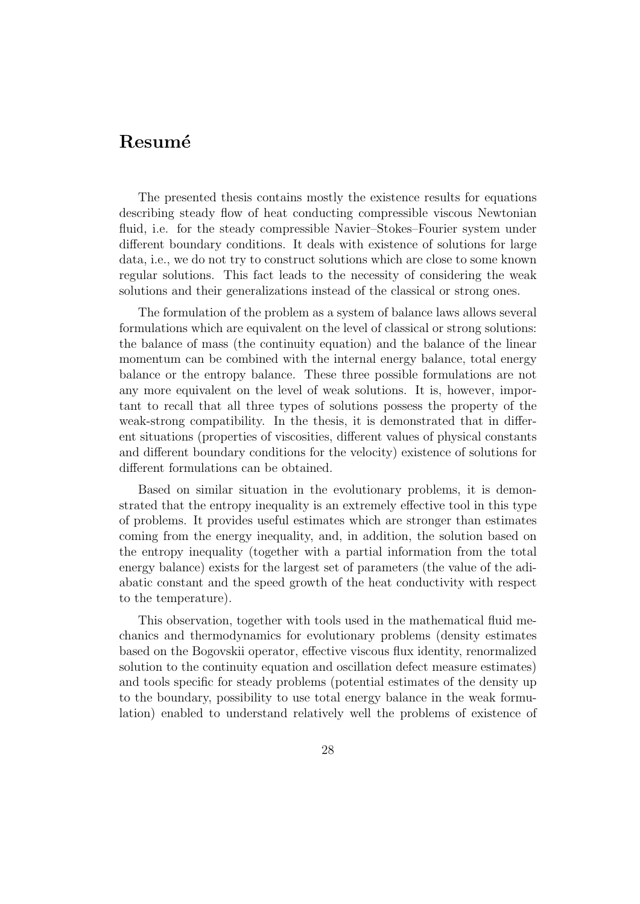# Resumé

The presented thesis contains mostly the existence results for equations describing steady flow of heat conducting compressible viscous Newtonian fluid, i.e. for the steady compressible Navier–Stokes–Fourier system under different boundary conditions. It deals with existence of solutions for large data, i.e., we do not try to construct solutions which are close to some known regular solutions. This fact leads to the necessity of considering the weak solutions and their generalizations instead of the classical or strong ones.

The formulation of the problem as a system of balance laws allows several formulations which are equivalent on the level of classical or strong solutions: the balance of mass (the continuity equation) and the balance of the linear momentum can be combined with the internal energy balance, total energy balance or the entropy balance. These three possible formulations are not any more equivalent on the level of weak solutions. It is, however, important to recall that all three types of solutions possess the property of the weak-strong compatibility. In the thesis, it is demonstrated that in different situations (properties of viscosities, different values of physical constants and different boundary conditions for the velocity) existence of solutions for different formulations can be obtained.

Based on similar situation in the evolutionary problems, it is demonstrated that the entropy inequality is an extremely effective tool in this type of problems. It provides useful estimates which are stronger than estimates coming from the energy inequality, and, in addition, the solution based on the entropy inequality (together with a partial information from the total energy balance) exists for the largest set of parameters (the value of the adiabatic constant and the speed growth of the heat conductivity with respect to the temperature).

This observation, together with tools used in the mathematical fluid mechanics and thermodynamics for evolutionary problems (density estimates based on the Bogovskii operator, effective viscous flux identity, renormalized solution to the continuity equation and oscillation defect measure estimates) and tools specific for steady problems (potential estimates of the density up to the boundary, possibility to use total energy balance in the weak formulation) enabled to understand relatively well the problems of existence of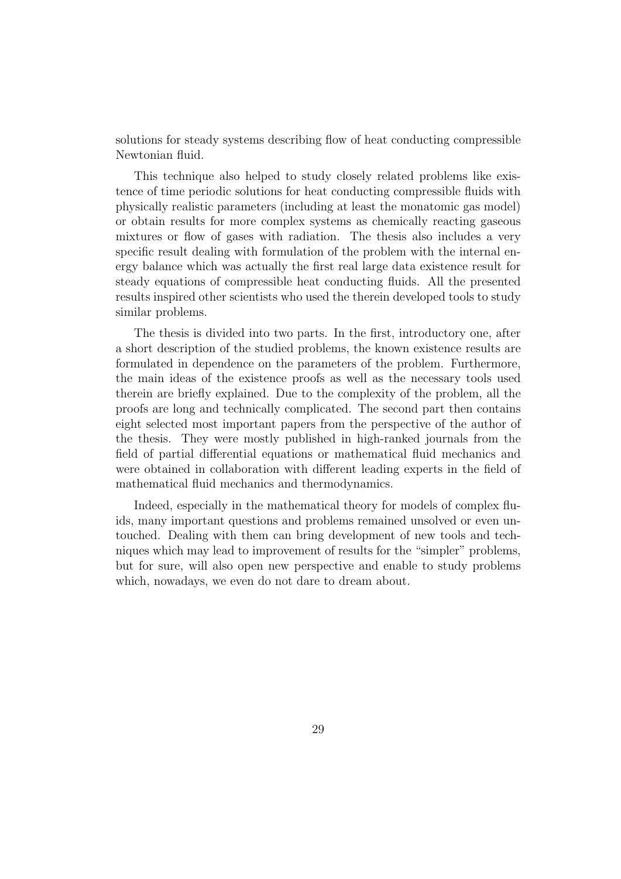solutions for steady systems describing flow of heat conducting compressible Newtonian fluid.

This technique also helped to study closely related problems like existence of time periodic solutions for heat conducting compressible fluids with physically realistic parameters (including at least the monatomic gas model) or obtain results for more complex systems as chemically reacting gaseous mixtures or flow of gases with radiation. The thesis also includes a very specific result dealing with formulation of the problem with the internal energy balance which was actually the first real large data existence result for steady equations of compressible heat conducting fluids. All the presented results inspired other scientists who used the therein developed tools to study similar problems.

The thesis is divided into two parts. In the first, introductory one, after a short description of the studied problems, the known existence results are formulated in dependence on the parameters of the problem. Furthermore, the main ideas of the existence proofs as well as the necessary tools used therein are briefly explained. Due to the complexity of the problem, all the proofs are long and technically complicated. The second part then contains eight selected most important papers from the perspective of the author of the thesis. They were mostly published in high-ranked journals from the field of partial differential equations or mathematical fluid mechanics and were obtained in collaboration with different leading experts in the field of mathematical fluid mechanics and thermodynamics.

Indeed, especially in the mathematical theory for models of complex fluids, many important questions and problems remained unsolved or even untouched. Dealing with them can bring development of new tools and techniques which may lead to improvement of results for the "simpler" problems, but for sure, will also open new perspective and enable to study problems which, nowadays, we even do not dare to dream about.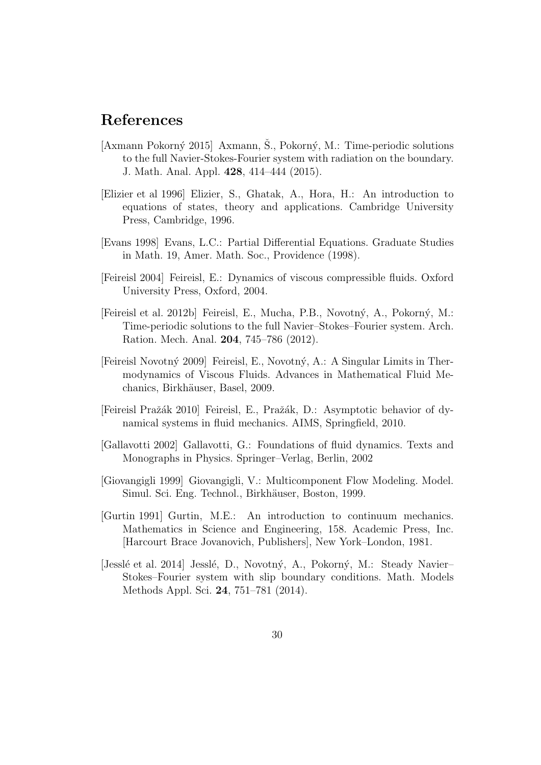## References

[Axmann Pokorný 2015] Axmann, Š., Pokorný, M.: Time-periodic solutions to the full Navier-Stokes-Fourier system with radiation on the boundary. J. Math. Anal. Appl. **428**, 414–444 (2015).

[Elizier et al 1996] Elizier, S., Ghatak, A., Hora, H.: An introduction to equations of states, theory and applications. Cambridge University Press, Cambridge, 1996.

[Evans 1998] Evans, L.C.: Partial Differential Equations. Graduate Studies in Math. 19, Amer. Math. Soc., Providence (1998).

[Feireisl 2004] Feireisl, E.: Dynamics of viscous compressible fluids. Oxford University Press, Oxford, 2004.

[Feireisl et al. 2012b] Feireisl, E., Mucha, P.B., Novotný, A., Pokorný, M.: Time-periodic solutions to the full Navier–Stokes–Fourier system. Arch. Ration. Mech. Anal. **204**, 745–786 (2012).

[Feireisl Novotný 2009] Feireisl, E., Novotný, A.: A Singular Limits in Thermodynamics of Viscous Fluids. Advances in Mathematical Fluid Mechanics, Birkhäuser, Basel, 2009.

[Feireisl Pražák 2010] Feireisl, E., Pražák, D.: Asymptotic behavior of dynamical systems in fluid mechanics. AIMS, Springfield, 2010.

[Gallavotti 2002] Gallavotti, G.: Foundations of fluid dynamics. Texts and Monographs in Physics. Springer–Verlag, Berlin, 2002

[Giovangigli 1999] Giovangigli, V.: Multicomponent Flow Modeling. Model. Simul. Sci. Eng. Technol., Birkhäuser, Boston, 1999.

[Gurtin 1991] Gurtin, M.E.: An introduction to continuum mechanics. Mathematics in Science and Engineering, 158. Academic Press, Inc. [Harcourt Brace Jovanovich, Publishers], New York–London, 1981.

[Jesslé et al. 2014] Jesslé, D., Novotný, A., Pokorný, M.: Steady Navier–Stokes–Fourier system with slip boundary conditions. Math. Models Methods Appl. Sci. **24**, 751–781 (2014).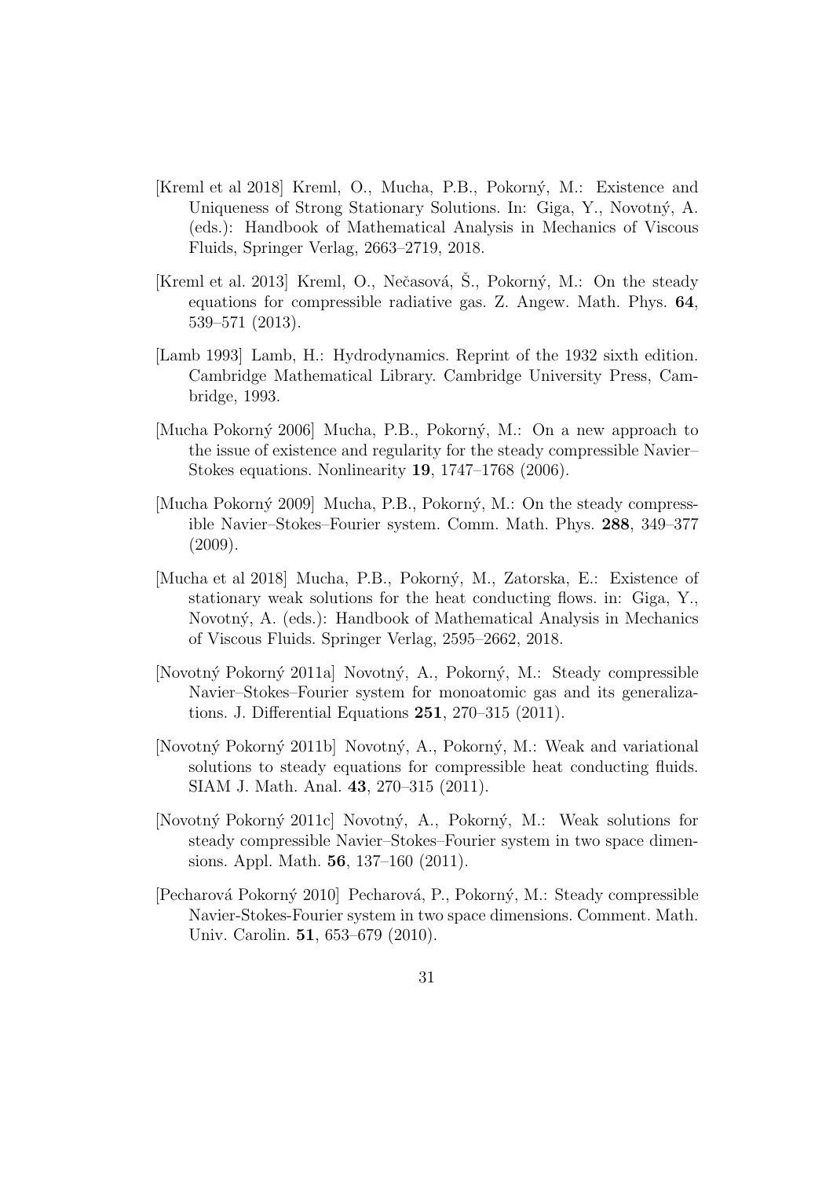[Kreml et al 2018] Kreml, O., Mucha, P.B., Pokorný, M.: Existence and Uniqueness of Strong Stationary Solutions. In: Giga, Y., Novotný, A. (eds.): Handbook of Mathematical Analysis in Mechanics of Viscous Fluids, Springer Verlag, 2663–2719, 2018.

[Kreml et al. 2013] Kreml, O., Nečasová, Š., Pokorný, M.: On the steady equations for compressible radiative gas. Z. Angew. Math. Phys. **64**, 539–571 (2013).

[Lamb 1993] Lamb, H.: Hydrodynamics. Reprint of the 1932 sixth edition. Cambridge Mathematical Library. Cambridge University Press, Cambridge, 1993.

[Mucha Pokorný 2006] Mucha, P.B., Pokorný, M.: On a new approach to the issue of existence and regularity for the steady compressible Navier–Stokes equations. Nonlinearity **19**, 1747–1768 (2006).

[Mucha Pokorný 2009] Mucha, P.B., Pokorný, M.: On the steady compressible Navier–Stokes–Fourier system. Comm. Math. Phys. **288**, 349–377 (2009).

[Mucha et al 2018] Mucha, P.B., Pokorný, M., Zatorska, E.: Existence of stationary weak solutions for the heat conducting flows. in: Giga, Y., Novotný, A. (eds.): Handbook of Mathematical Analysis in Mechanics of Viscous Fluids. Springer Verlag, 2595–2662, 2018.

[Novotný Pokorný 2011a] Novotný, A., Pokorný, M.: Steady compressible Navier–Stokes–Fourier system for monoatomic gas and its generalizations. J. Differential Equations **251**, 270–315 (2011).

[Novotný Pokorný 2011b] Novotný, A., Pokorný, M.: Weak and variational solutions to steady equations for compressible heat conducting fluids. SIAM J. Math. Anal. **43**, 270–315 (2011).

[Novotný Pokorný 2011c] Novotný, A., Pokorný, M.: Weak solutions for steady compressible Navier–Stokes–Fourier system in two space dimensions. Appl. Math. **56**, 137–160 (2011).

[Pecharová Pokorný 2010] Pecharová, P., Pokorný, M.: Steady compressible Navier-Stokes-Fourier system in two space dimensions. Comment. Math. Univ. Carolin. **51**, 653–679 (2010).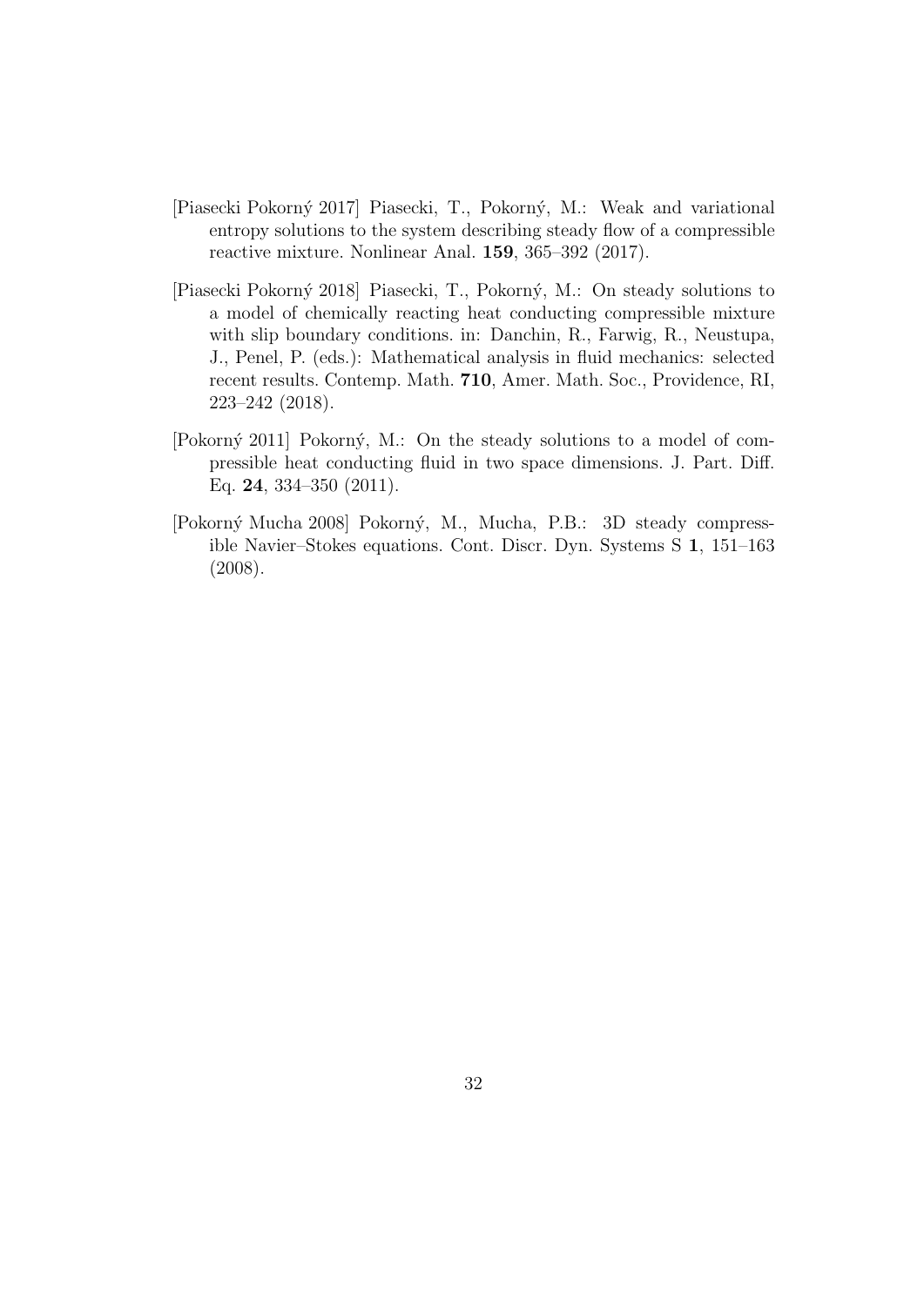[Piasecki Pokorný 2017] Piasecki, T., Pokorný, M.: Weak and variational entropy solutions to the system describing steady flow of a compressible reactive mixture. Nonlinear Anal. **159**, 365–392 (2017).

[Piasecki Pokorný 2018] Piasecki, T., Pokorný, M.: On steady solutions to a model of chemically reacting heat conducting compressible mixture with slip boundary conditions. in: Danchin, R., Farwig, R., Neustupa, J., Penel, P. (eds.): Mathematical analysis in fluid mechanics: selected recent results. Contemp. Math. **710**, Amer. Math. Soc., Providence, RI, 223–242 (2018).

[Pokorný 2011] Pokorný, M.: On the steady solutions to a model of compressible heat conducting fluid in two space dimensions. J. Part. Diff. Eq. **24**, 334–350 (2011).

[Pokorný Mucha 2008] Pokorný, M., Mucha, P.B.: 3D steady compressible Navier–Stokes equations. Cont. Discr. Dyn. Systems S **1**, 151–163 (2008).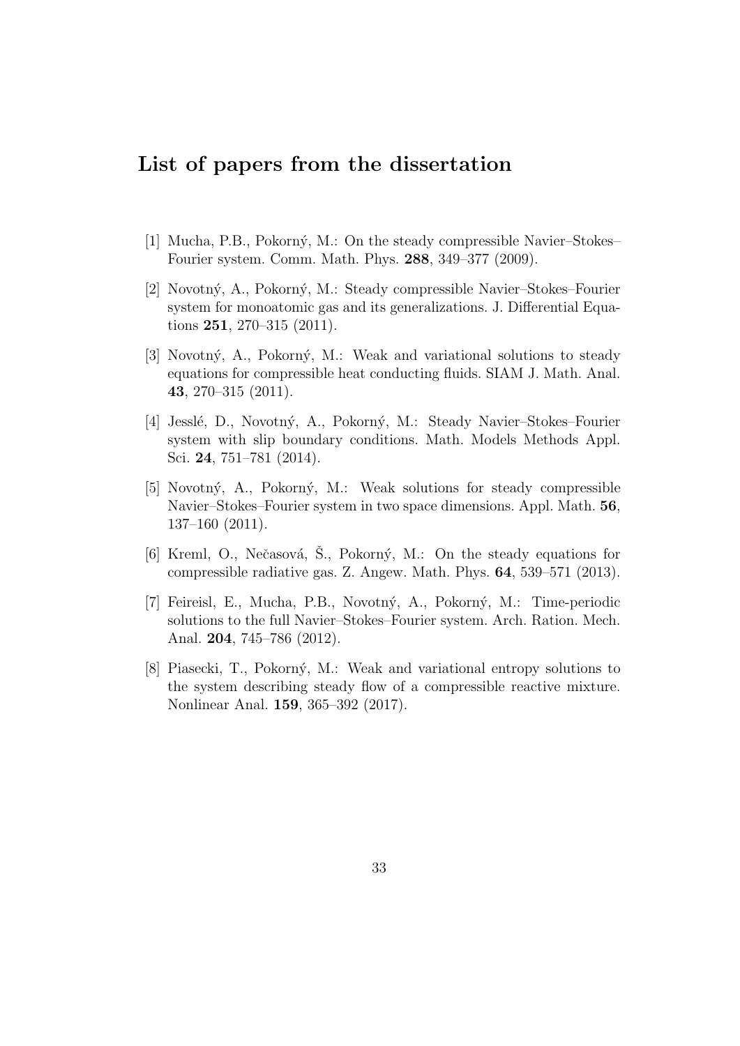## List of papers from the dissertation

[1] Mucha, P.B., Pokorný, M.: On the steady compressible Navier–Stokes–Fourier system. Comm. Math. Phys. **288**, 349–377 (2009).

[2] Novotný, A., Pokorný, M.: Steady compressible Navier–Stokes–Fourier system for monoatomic gas and its generalizations. J. Differential Equations **251**, 270–315 (2011).

[3] Novotný, A., Pokorný, M.: Weak and variational solutions to steady equations for compressible heat conducting fluids. SIAM J. Math. Anal. **43**, 270–315 (2011).

[4] Jesslé, D., Novotný, A., Pokorný, M.: Steady Navier–Stokes–Fourier system with slip boundary conditions. Math. Models Methods Appl. Sci. **24**, 751–781 (2014).

[5] Novotný, A., Pokorný, M.: Weak solutions for steady compressible Navier–Stokes–Fourier system in two space dimensions. Appl. Math. **56**, 137–160 (2011).

[6] Kreml, O., Nečasová, Š., Pokorný, M.: On the steady equations for compressible radiative gas. Z. Angew. Math. Phys. **64**, 539–571 (2013).

[7] Feireisl, E., Mucha, P.B., Novotný, A., Pokorný, M.: Time-periodic solutions to the full Navier–Stokes–Fourier system. Arch. Ration. Mech. Anal. **204**, 745–786 (2012).

[8] Piasecki, T., Pokorný, M.: Weak and variational entropy solutions to the system describing steady flow of a compressible reactive mixture. Nonlinear Anal. **159**, 365–392 (2017).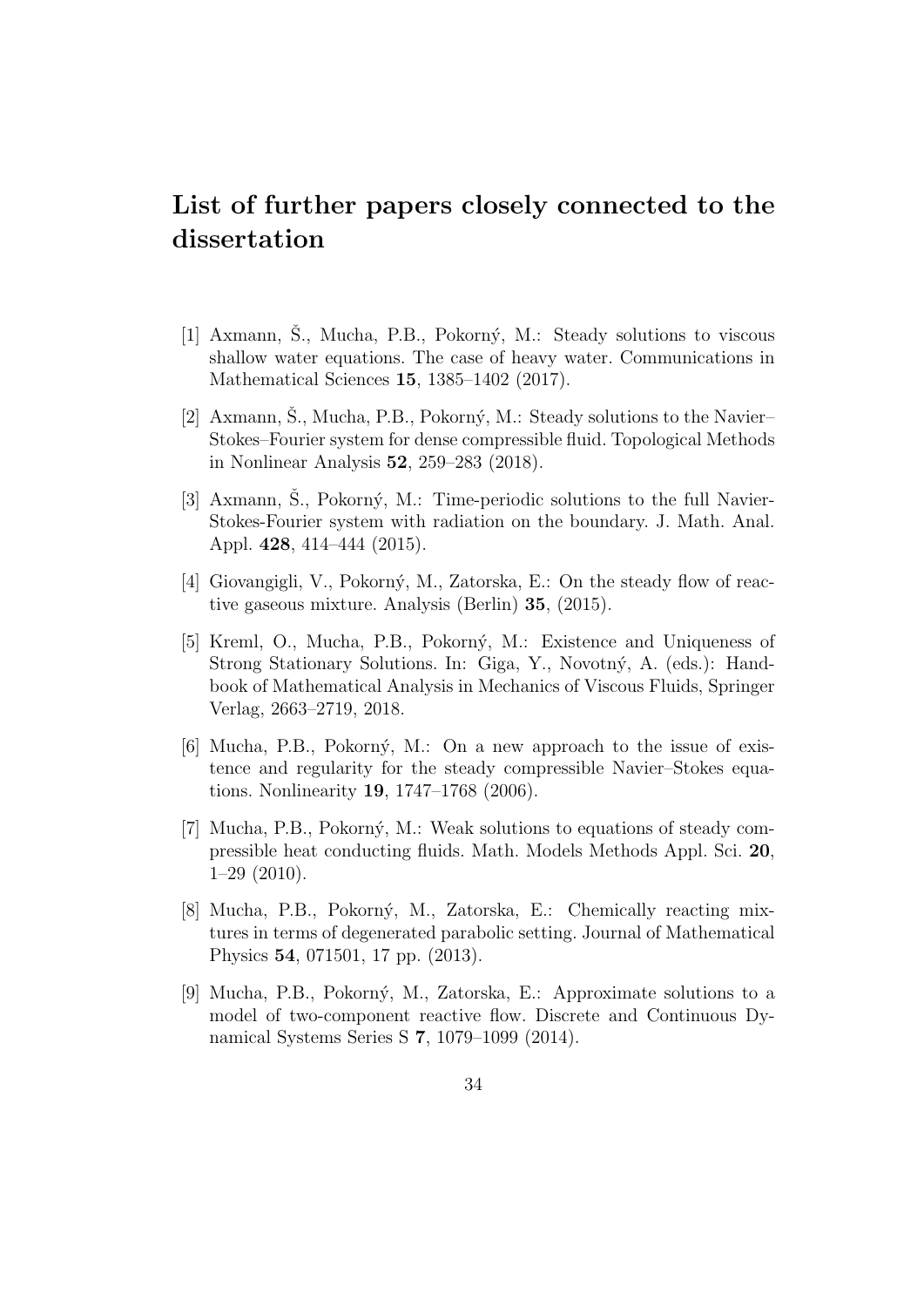# List of further papers closely connected to the dissertation

[1] Axmann, Š., Mucha, P.B., Pokorný, M.: Steady solutions to viscous shallow water equations. The case of heavy water. Communications in Mathematical Sciences **15**, 1385–1402 (2017).

[2] Axmann, Š., Mucha, P.B., Pokorný, M.: Steady solutions to the Navier–Stokes–Fourier system for dense compressible fluid. Topological Methods in Nonlinear Analysis **52**, 259–283 (2018).

[3] Axmann, Š., Pokorný, M.: Time-periodic solutions to the full Navier-Stokes-Fourier system with radiation on the boundary. J. Math. Anal. Appl. **428**, 414–444 (2015).

[4] Giovangigli, V., Pokorný, M., Zatorska, E.: On the steady flow of reactive gaseous mixture. Analysis (Berlin) **35**, (2015).

[5] Kreml, O., Mucha, P.B., Pokorný, M.: Existence and Uniqueness of Strong Stationary Solutions. In: Giga, Y., Novotný, A. (eds.): Handbook of Mathematical Analysis in Mechanics of Viscous Fluids, Springer Verlag, 2663–2719, 2018.

[6] Mucha, P.B., Pokorný, M.: On a new approach to the issue of existence and regularity for the steady compressible Navier–Stokes equations. Nonlinearity **19**, 1747–1768 (2006).

[7] Mucha, P.B., Pokorný, M.: Weak solutions to equations of steady compressible heat conducting fluids. Math. Models Methods Appl. Sci. **20**, 1–29 (2010).

[8] Mucha, P.B., Pokorný, M., Zatorska, E.: Chemically reacting mixtures in terms of degenerated parabolic setting. Journal of Mathematical Physics **54**, 071501, 17 pp. (2013).

[9] Mucha, P.B., Pokorný, M., Zatorska, E.: Approximate solutions to a model of two-component reactive flow. Discrete and Continuous Dynamical Systems Series S **7**, 1079–1099 (2014).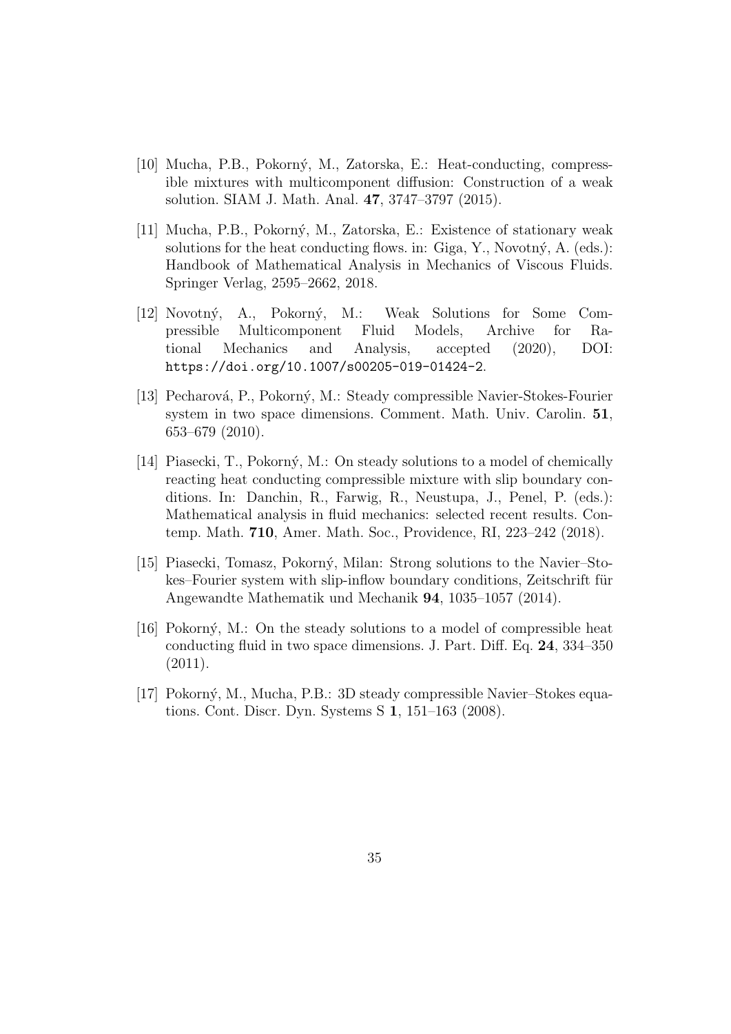[10] Mucha, P.B., Pokorný, M., Zatorska, E.: Heat-conducting, compressible mixtures with multicomponent diffusion: Construction of a weak solution. SIAM J. Math. Anal. **47**, 3747–3797 (2015).

[11] Mucha, P.B., Pokorný, M., Zatorska, E.: Existence of stationary weak solutions for the heat conducting flows. in: Giga, Y., Novotný, A. (eds.): Handbook of Mathematical Analysis in Mechanics of Viscous Fluids. Springer Verlag, 2595–2662, 2018.

[12] Novotný, A., Pokorný, M.: Weak Solutions for Some Compressible Multicomponent Fluid Models, Archive for Rational Mechanics and Analysis, accepted (2020), DOI: `https://doi.org/10.1007/s00205-019-01424-2`.

[13] Pecharová, P., Pokorný, M.: Steady compressible Navier-Stokes-Fourier system in two space dimensions. Comment. Math. Univ. Carolin. **51**, 653–679 (2010).

[14] Piasecki, T., Pokorný, M.: On steady solutions to a model of chemically reacting heat conducting compressible mixture with slip boundary conditions. In: Danchin, R., Farwig, R., Neustupa, J., Penel, P. (eds.): Mathematical analysis in fluid mechanics: selected recent results. Contemp. Math. **710**, Amer. Math. Soc., Providence, RI, 223–242 (2018).

[15] Piasecki, Tomasz, Pokorný, Milan: Strong solutions to the Navier–Stokes–Fourier system with slip-inflow boundary conditions, Zeitschrift für Angewandte Mathematik und Mechanik **94**, 1035–1057 (2014).

[16] Pokorný, M.: On the steady solutions to a model of compressible heat conducting fluid in two space dimensions. J. Part. Diff. Eq. **24**, 334–350 (2011).

[17] Pokorný, M., Mucha, P.B.: 3D steady compressible Navier–Stokes equations. Cont. Discr. Dyn. Systems S **1**, 151–163 (2008).